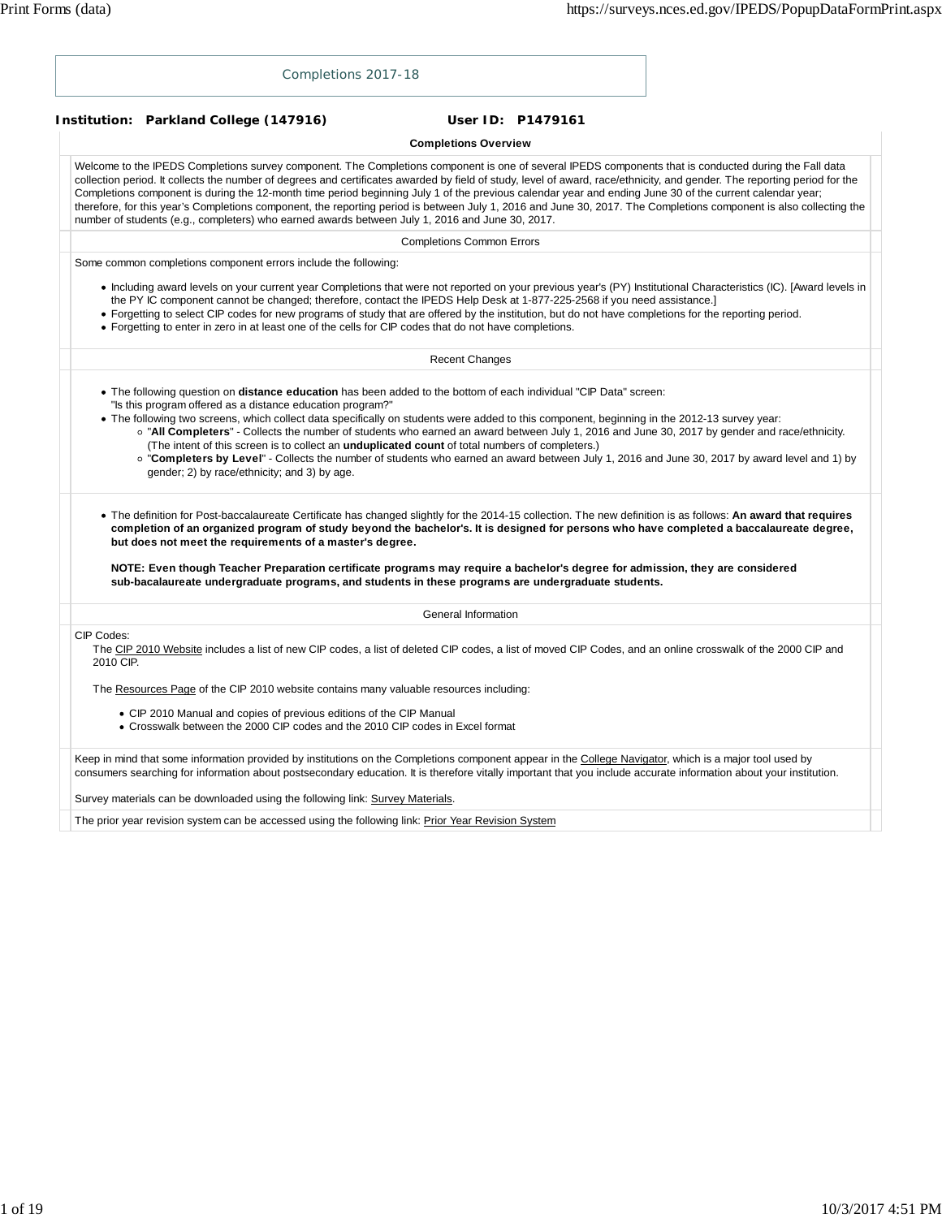# Completions 2017-18

**Institution: Parkland College (147916)** **User ID: P1479161**

## Completions Overview

Welcome to the IPEDS Completions survey component. The Completions component is one of several IPEDS components that is conducted during the Fall data collection period. It collects the number of degrees and certificates awarded by field of study, level of award, race/ethnicity, and gender. The reporting period for the Completions component is during the 12-month time period beginning July 1 of the previous calendar year and ending June 30 of the current calendar year; therefore, for this year's Completions component, the reporting period is between July 1, 2016 and June 30, 2017. The Completions component is also collecting the number of students (e.g., completers) who earned awards between July 1, 2016 and June 30, 2017.

## Completions Common Errors

Some common completions component errors include the following:

- Including award levels on your current year Completions that were not reported on your previous year's (PY) Institutional Characteristics (IC). [Award levels in the PY IC component cannot be changed; therefore, contact the IPEDS Help Desk at 1-877-225-2568 if you need assistance.]
- Forgetting to select CIP codes for new programs of study that are offered by the institution, but do not have completions for the reporting period.
- Forgetting to enter in zero in at least one of the cells for CIP codes that do not have completions.

## Recent Changes

- The following question on **distance education** has been added to the bottom of each individual "CIP Data" screen: "Is this program offered as a distance education program?"
- The following two screens, which collect data specifically on students were added to this component, beginning in the 2012-13 survey year:
  - "**All Completers**" - Collects the number of students who earned an award between July 1, 2016 and June 30, 2017 by gender and race/ethnicity. (The intent of this screen is to collect an **unduplicated count** of total numbers of completers.)
  - "**Completers by Level**" - Collects the number of students who earned an award between July 1, 2016 and June 30, 2017 by award level and 1) by gender; 2) by race/ethnicity; and 3) by age.

- The definition for Post-baccalaureate Certificate has changed slightly for the 2014-15 collection. The new definition is as follows: **An award that requires completion of an organized program of study beyond the bachelor's. It is designed for persons who have completed a baccalaureate degree, but does not meet the requirements of a master's degree.**

  **NOTE: Even though Teacher Preparation certificate programs may require a bachelor's degree for admission, they are considered sub-bacalaureate undergraduate programs, and students in these programs are undergraduate students.**

## General Information

CIP Codes:

The CIP 2010 Website includes a list of new CIP codes, a list of deleted CIP codes, a list of moved CIP Codes, and an online crosswalk of the 2000 CIP and 2010 CIP.

The Resources Page of the CIP 2010 website contains many valuable resources including:

- CIP 2010 Manual and copies of previous editions of the CIP Manual
- Crosswalk between the 2000 CIP codes and the 2010 CIP codes in Excel format

Keep in mind that some information provided by institutions on the Completions component appear in the College Navigator, which is a major tool used by consumers searching for information about postsecondary education. It is therefore vitally important that you include accurate information about your institution.

Survey materials can be downloaded using the following link: Survey Materials.

The prior year revision system can be accessed using the following link: Prior Year Revision System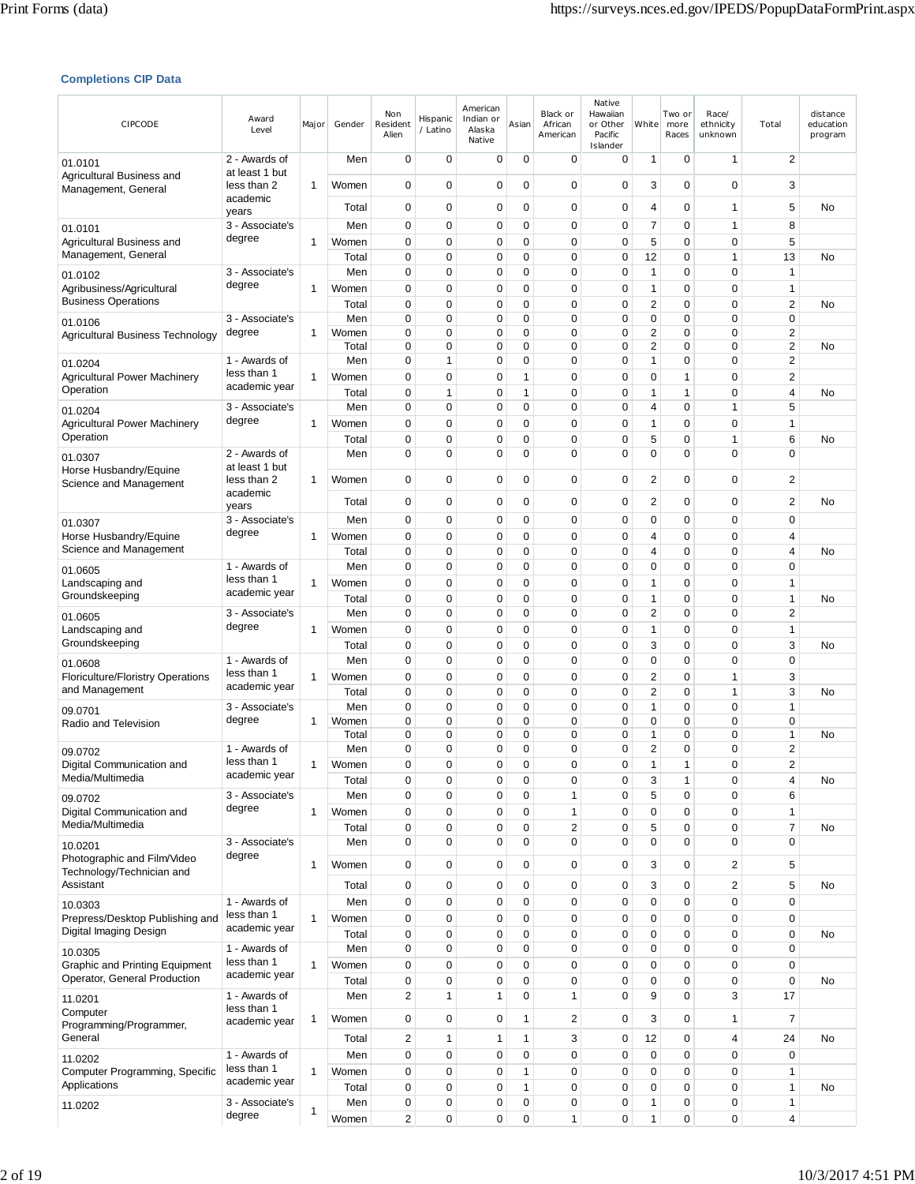### Completions CIP Data

| CIPCODE | Award Level | Major | Gender | Non Resident Alien | Hispanic / Latino | American Indian or Alaska Native | Asian | Black or African American | Native Hawaiian or Other Pacific Islander | White | Two or more Races | Race/ ethnicity unknown | Total | distance education program |
|---|---|---|---|---|---|---|---|---|---|---|---|---|---|---|
| 01.0101 Agricultural Business and Management, General | 2 - Awards of at least 1 but less than 2 academic years | 1 | Men | 0 | 0 | 0 | 0 | 0 | 0 | 1 | 0 | 1 | 2 | |
| | | | Women | 0 | 0 | 0 | 0 | 0 | 0 | 3 | 0 | 0 | 3 | |
| | | | Total | 0 | 0 | 0 | 0 | 0 | 0 | 4 | 0 | 1 | 5 | No |
| 01.0101 Agricultural Business and Management, General | 3 - Associate's degree | 1 | Men | 0 | 0 | 0 | 0 | 0 | 0 | 7 | 0 | 1 | 8 | |
| | | | Women | 0 | 0 | 0 | 0 | 0 | 0 | 5 | 0 | 0 | 5 | |
| | | | Total | 0 | 0 | 0 | 0 | 0 | 0 | 12 | 0 | 1 | 13 | No |
| 01.0102 Agribusiness/Agricultural Business Operations | 3 - Associate's degree | 1 | Men | 0 | 0 | 0 | 0 | 0 | 0 | 1 | 0 | 0 | 1 | |
| | | | Women | 0 | 0 | 0 | 0 | 0 | 0 | 1 | 0 | 0 | 1 | |
| | | | Total | 0 | 0 | 0 | 0 | 0 | 0 | 2 | 0 | 0 | 2 | No |
| 01.0106 Agricultural Business Technology | 3 - Associate's degree | 1 | Men | 0 | 0 | 0 | 0 | 0 | 0 | 0 | 0 | 0 | 0 | |
| | | | Women | 0 | 0 | 0 | 0 | 0 | 0 | 2 | 0 | 0 | 2 | |
| | | | Total | 0 | 0 | 0 | 0 | 0 | 0 | 2 | 0 | 0 | 2 | No |
| 01.0204 Agricultural Power Machinery Operation | 1 - Awards of less than 1 academic year | 1 | Men | 0 | 1 | 0 | 0 | 0 | 0 | 1 | 0 | 0 | 2 | |
| | | | Women | 0 | 0 | 0 | 1 | 0 | 0 | 0 | 1 | 0 | 2 | |
| | | | Total | 0 | 1 | 0 | 1 | 0 | 0 | 1 | 1 | 0 | 4 | No |
| 01.0204 Agricultural Power Machinery Operation | 3 - Associate's degree | 1 | Men | 0 | 0 | 0 | 0 | 0 | 0 | 4 | 0 | 1 | 5 | |
| | | | Women | 0 | 0 | 0 | 0 | 0 | 0 | 1 | 0 | 0 | 1 | |
| | | | Total | 0 | 0 | 0 | 0 | 0 | 0 | 5 | 0 | 1 | 6 | No |
| 01.0307 Horse Husbandry/Equine Science and Management | 2 - Awards of at least 1 but less than 2 academic years | 1 | Men | 0 | 0 | 0 | 0 | 0 | 0 | 0 | 0 | 0 | 0 | |
| | | | Women | 0 | 0 | 0 | 0 | 0 | 0 | 2 | 0 | 0 | 2 | |
| | | | Total | 0 | 0 | 0 | 0 | 0 | 0 | 2 | 0 | 0 | 2 | No |
| 01.0307 Horse Husbandry/Equine Science and Management | 3 - Associate's degree | 1 | Men | 0 | 0 | 0 | 0 | 0 | 0 | 0 | 0 | 0 | 0 | |
| | | | Women | 0 | 0 | 0 | 0 | 0 | 0 | 4 | 0 | 0 | 4 | |
| | | | Total | 0 | 0 | 0 | 0 | 0 | 0 | 4 | 0 | 0 | 4 | No |
| 01.0605 Landscaping and Groundskeeping | 1 - Awards of less than 1 academic year | 1 | Men | 0 | 0 | 0 | 0 | 0 | 0 | 0 | 0 | 0 | 0 | |
| | | | Women | 0 | 0 | 0 | 0 | 0 | 0 | 1 | 0 | 0 | 1 | |
| | | | Total | 0 | 0 | 0 | 0 | 0 | 0 | 1 | 0 | 0 | 1 | No |
| 01.0605 Landscaping and Groundskeeping | 3 - Associate's degree | 1 | Men | 0 | 0 | 0 | 0 | 0 | 0 | 2 | 0 | 0 | 2 | |
| | | | Women | 0 | 0 | 0 | 0 | 0 | 0 | 1 | 0 | 0 | 1 | |
| | | | Total | 0 | 0 | 0 | 0 | 0 | 0 | 3 | 0 | 0 | 3 | No |
| 01.0608 Floriculture/Floristry Operations and Management | 1 - Awards of less than 1 academic year | 1 | Men | 0 | 0 | 0 | 0 | 0 | 0 | 0 | 0 | 0 | 0 | |
| | | | Women | 0 | 0 | 0 | 0 | 0 | 0 | 2 | 0 | 1 | 3 | |
| | | | Total | 0 | 0 | 0 | 0 | 0 | 0 | 2 | 0 | 1 | 3 | No |
| 09.0701 Radio and Television | 3 - Associate's degree | 1 | Men | 0 | 0 | 0 | 0 | 0 | 0 | 1 | 0 | 0 | 1 | |
| | | | Women | 0 | 0 | 0 | 0 | 0 | 0 | 0 | 0 | 0 | 0 | |
| | | | Total | 0 | 0 | 0 | 0 | 0 | 0 | 1 | 0 | 0 | 1 | No |
| 09.0702 Digital Communication and Media/Multimedia | 1 - Awards of less than 1 academic year | 1 | Men | 0 | 0 | 0 | 0 | 0 | 0 | 2 | 0 | 0 | 2 | |
| | | | Women | 0 | 0 | 0 | 0 | 0 | 0 | 1 | 1 | 0 | 2 | |
| | | | Total | 0 | 0 | 0 | 0 | 0 | 0 | 3 | 1 | 0 | 4 | No |
| 09.0702 Digital Communication and Media/Multimedia | 3 - Associate's degree | 1 | Men | 0 | 0 | 0 | 0 | 1 | 0 | 5 | 0 | 0 | 6 | |
| | | | Women | 0 | 0 | 0 | 0 | 1 | 0 | 0 | 0 | 0 | 1 | |
| | | | Total | 0 | 0 | 0 | 0 | 2 | 0 | 5 | 0 | 0 | 7 | No |
| 10.0201 Photographic and Film/Video Technology/Technician and Assistant | 3 - Associate's degree | 1 | Men | 0 | 0 | 0 | 0 | 0 | 0 | 0 | 0 | 0 | 0 | |
| | | | Women | 0 | 0 | 0 | 0 | 0 | 0 | 3 | 0 | 2 | 5 | |
| | | | Total | 0 | 0 | 0 | 0 | 0 | 0 | 3 | 0 | 2 | 5 | No |
| 10.0303 Prepress/Desktop Publishing and Digital Imaging Design | 1 - Awards of less than 1 academic year | 1 | Men | 0 | 0 | 0 | 0 | 0 | 0 | 0 | 0 | 0 | 0 | |
| | | | Women | 0 | 0 | 0 | 0 | 0 | 0 | 0 | 0 | 0 | 0 | |
| | | | Total | 0 | 0 | 0 | 0 | 0 | 0 | 0 | 0 | 0 | 0 | No |
| 10.0305 Graphic and Printing Equipment Operator, General Production | 1 - Awards of less than 1 academic year | 1 | Men | 0 | 0 | 0 | 0 | 0 | 0 | 0 | 0 | 0 | 0 | |
| | | | Women | 0 | 0 | 0 | 0 | 0 | 0 | 0 | 0 | 0 | 0 | |
| | | | Total | 0 | 0 | 0 | 0 | 0 | 0 | 0 | 0 | 0 | 0 | No |
| 11.0201 Computer Programming/Programmer, General | 1 - Awards of less than 1 academic year | 1 | Men | 2 | 1 | 1 | 0 | 1 | 0 | 9 | 0 | 3 | 17 | |
| | | | Women | 0 | 0 | 0 | 1 | 2 | 0 | 3 | 0 | 1 | 7 | |
| | | | Total | 2 | 1 | 1 | 1 | 3 | 0 | 12 | 0 | 4 | 24 | No |
| 11.0202 Computer Programming, Specific Applications | 1 - Awards of less than 1 academic year | 1 | Men | 0 | 0 | 0 | 0 | 0 | 0 | 0 | 0 | 0 | 0 | |
| | | | Women | 0 | 0 | 0 | 1 | 0 | 0 | 0 | 0 | 0 | 1 | |
| | | | Total | 0 | 0 | 0 | 1 | 0 | 0 | 0 | 0 | 0 | 1 | No |
| 11.0202 | 3 - Associate's degree | 1 | Men | 0 | 0 | 0 | 0 | 0 | 0 | 1 | 0 | 0 | 1 | |
| | | | Women | 2 | 0 | 0 | 0 | 1 | 0 | 1 | 0 | 0 | 4 | |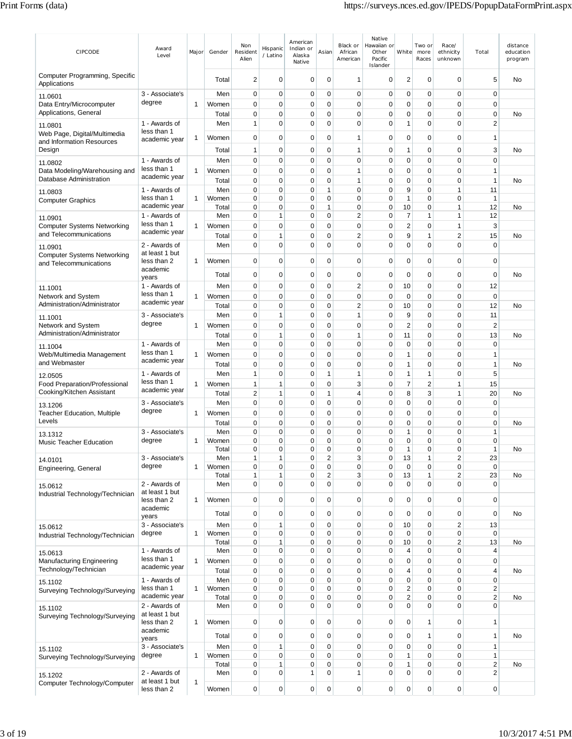| CIPCODE | Award Level | Major | Gender | Non Resident Alien | Hispanic / Latino | American Indian or Alaska Native | Asian | Black or African American | Native Hawaiian or Other Pacific Islander | White | Two or more Races | Race/ ethnicity unknown | Total | distance education program |
|---|---|---|---|---|---|---|---|---|---|---|---|---|---|---|
| Computer Programming, Specific Applications | | | Total | 2 | 0 | 0 | 0 | 1 | 0 | 2 | 0 | 0 | 5 | No |
| 11.0601 Data Entry/Microcomputer Applications, General | 3 - Associate's degree | 1 | Men | 0 | 0 | 0 | 0 | 0 | 0 | 0 | 0 | 0 | 0 | |
| | | | Women | 0 | 0 | 0 | 0 | 0 | 0 | 0 | 0 | 0 | 0 | |
| | | | Total | 0 | 0 | 0 | 0 | 0 | 0 | 0 | 0 | 0 | 0 | No |
| 11.0801 Web Page, Digital/Multimedia and Information Resources Design | 1 - Awards of less than 1 academic year | 1 | Men | 1 | 0 | 0 | 0 | 0 | 0 | 1 | 0 | 0 | 2 | |
| | | | Women | 0 | 0 | 0 | 0 | 1 | 0 | 0 | 0 | 0 | 1 | |
| | | | Total | 1 | 0 | 0 | 0 | 1 | 0 | 1 | 0 | 0 | 3 | No |
| 11.0802 Data Modeling/Warehousing and Database Administration | 1 - Awards of less than 1 academic year | 1 | Men | 0 | 0 | 0 | 0 | 0 | 0 | 0 | 0 | 0 | 0 | |
| | | | Women | 0 | 0 | 0 | 0 | 1 | 0 | 0 | 0 | 0 | 1 | |
| | | | Total | 0 | 0 | 0 | 0 | 1 | 0 | 0 | 0 | 0 | 1 | No |
| 11.0803 Computer Graphics | 1 - Awards of less than 1 academic year | 1 | Men | 0 | 0 | 0 | 1 | 0 | 0 | 9 | 0 | 1 | 11 | |
| | | | Women | 0 | 0 | 0 | 0 | 0 | 0 | 1 | 0 | 0 | 1 | |
| | | | Total | 0 | 0 | 0 | 1 | 0 | 0 | 10 | 0 | 1 | 12 | No |
| 11.0901 Computer Systems Networking and Telecommunications | 1 - Awards of less than 1 academic year | 1 | Men | 0 | 1 | 0 | 0 | 2 | 0 | 7 | 1 | 1 | 12 | |
| | | | Women | 0 | 0 | 0 | 0 | 0 | 0 | 2 | 0 | 1 | 3 | |
| | | | Total | 0 | 1 | 0 | 0 | 2 | 0 | 9 | 1 | 2 | 15 | No |
| 11.0901 Computer Systems Networking and Telecommunications | 2 - Awards of at least 1 but less than 2 academic years | 1 | Men | 0 | 0 | 0 | 0 | 0 | 0 | 0 | 0 | 0 | 0 | |
| | | | Women | 0 | 0 | 0 | 0 | 0 | 0 | 0 | 0 | 0 | 0 | |
| | | | Total | 0 | 0 | 0 | 0 | 0 | 0 | 0 | 0 | 0 | 0 | No |
| 11.1001 Network and System Administration/Administrator | 1 - Awards of less than 1 academic year | 1 | Men | 0 | 0 | 0 | 0 | 2 | 0 | 10 | 0 | 0 | 12 | |
| | | | Women | 0 | 0 | 0 | 0 | 0 | 0 | 0 | 0 | 0 | 0 | |
| | | | Total | 0 | 0 | 0 | 0 | 2 | 0 | 10 | 0 | 0 | 12 | No |
| 11.1001 Network and System Administration/Administrator | 3 - Associate's degree | 1 | Men | 0 | 1 | 0 | 0 | 1 | 0 | 9 | 0 | 0 | 11 | |
| | | | Women | 0 | 0 | 0 | 0 | 0 | 0 | 2 | 0 | 0 | 2 | |
| | | | Total | 0 | 1 | 0 | 0 | 1 | 0 | 11 | 0 | 0 | 13 | No |
| 11.1004 Web/Multimedia Management and Webmaster | 1 - Awards of less than 1 academic year | 1 | Men | 0 | 0 | 0 | 0 | 0 | 0 | 0 | 0 | 0 | 0 | |
| | | | Women | 0 | 0 | 0 | 0 | 0 | 0 | 1 | 0 | 0 | 1 | |
| | | | Total | 0 | 0 | 0 | 0 | 0 | 0 | 1 | 0 | 0 | 1 | No |
| 12.0505 Food Preparation/Professional Cooking/Kitchen Assistant | 1 - Awards of less than 1 academic year | 1 | Men | 1 | 0 | 0 | 1 | 1 | 0 | 1 | 1 | 0 | 5 | |
| | | | Women | 1 | 1 | 0 | 0 | 3 | 0 | 7 | 2 | 1 | 15 | |
| | | | Total | 2 | 1 | 0 | 1 | 4 | 0 | 8 | 3 | 1 | 20 | No |
| 13.1206 Teacher Education, Multiple Levels | 3 - Associate's degree | 1 | Men | 0 | 0 | 0 | 0 | 0 | 0 | 0 | 0 | 0 | 0 | |
| | | | Women | 0 | 0 | 0 | 0 | 0 | 0 | 0 | 0 | 0 | 0 | |
| | | | Total | 0 | 0 | 0 | 0 | 0 | 0 | 0 | 0 | 0 | 0 | No |
| 13.1312 Music Teacher Education | 3 - Associate's degree | 1 | Men | 0 | 0 | 0 | 0 | 0 | 0 | 1 | 0 | 0 | 1 | |
| | | | Women | 0 | 0 | 0 | 0 | 0 | 0 | 0 | 0 | 0 | 0 | |
| | | | Total | 0 | 0 | 0 | 0 | 0 | 0 | 1 | 0 | 0 | 1 | No |
| 14.0101 Engineering, General | 3 - Associate's degree | 1 | Men | 1 | 1 | 0 | 2 | 3 | 0 | 13 | 1 | 2 | 23 | |
| | | | Women | 0 | 0 | 0 | 0 | 0 | 0 | 0 | 0 | 0 | 0 | |
| | | | Total | 1 | 1 | 0 | 2 | 3 | 0 | 13 | 1 | 2 | 23 | No |
| 15.0612 Industrial Technology/Technician | 2 - Awards of at least 1 but less than 2 academic years | 1 | Men | 0 | 0 | 0 | 0 | 0 | 0 | 0 | 0 | 0 | 0 | |
| | | | Women | 0 | 0 | 0 | 0 | 0 | 0 | 0 | 0 | 0 | 0 | |
| | | | Total | 0 | 0 | 0 | 0 | 0 | 0 | 0 | 0 | 0 | 0 | No |
| 15.0612 Industrial Technology/Technician | 3 - Associate's degree | 1 | Men | 0 | 1 | 0 | 0 | 0 | 0 | 10 | 0 | 2 | 13 | |
| | | | Women | 0 | 0 | 0 | 0 | 0 | 0 | 0 | 0 | 0 | 0 | |
| | | | Total | 0 | 1 | 0 | 0 | 0 | 0 | 10 | 0 | 2 | 13 | No |
| 15.0613 Manufacturing Engineering Technology/Technician | 1 - Awards of less than 1 academic year | 1 | Men | 0 | 0 | 0 | 0 | 0 | 0 | 4 | 0 | 0 | 4 | |
| | | | Women | 0 | 0 | 0 | 0 | 0 | 0 | 0 | 0 | 0 | 0 | |
| | | | Total | 0 | 0 | 0 | 0 | 0 | 0 | 4 | 0 | 0 | 4 | No |
| 15.1102 Surveying Technology/Surveying | 1 - Awards of less than 1 academic year | 1 | Men | 0 | 0 | 0 | 0 | 0 | 0 | 0 | 0 | 0 | 0 | |
| | | | Women | 0 | 0 | 0 | 0 | 0 | 0 | 2 | 0 | 0 | 2 | |
| | | | Total | 0 | 0 | 0 | 0 | 0 | 0 | 2 | 0 | 0 | 2 | No |
| 15.1102 Surveying Technology/Surveying | 2 - Awards of at least 1 but less than 2 academic years | 1 | Men | 0 | 0 | 0 | 0 | 0 | 0 | 0 | 0 | 0 | 0 | |
| | | | Women | 0 | 0 | 0 | 0 | 0 | 0 | 0 | 1 | 0 | 1 | |
| | | | Total | 0 | 0 | 0 | 0 | 0 | 0 | 0 | 1 | 0 | 1 | No |
| 15.1102 Surveying Technology/Surveying | 3 - Associate's degree | 1 | Men | 0 | 1 | 0 | 0 | 0 | 0 | 0 | 0 | 0 | 1 | |
| | | | Women | 0 | 0 | 0 | 0 | 0 | 0 | 1 | 0 | 0 | 1 | |
| | | | Total | 0 | 1 | 0 | 0 | 0 | 0 | 1 | 0 | 0 | 2 | No |
| 15.1202 Computer Technology/Computer | 2 - Awards of at least 1 but less than 2 | 1 | Men | 0 | 0 | 1 | 0 | 1 | 0 | 0 | 0 | 0 | 2 | |
| | | | Women | 0 | 0 | 0 | 0 | 0 | 0 | 0 | 0 | 0 | 0 | |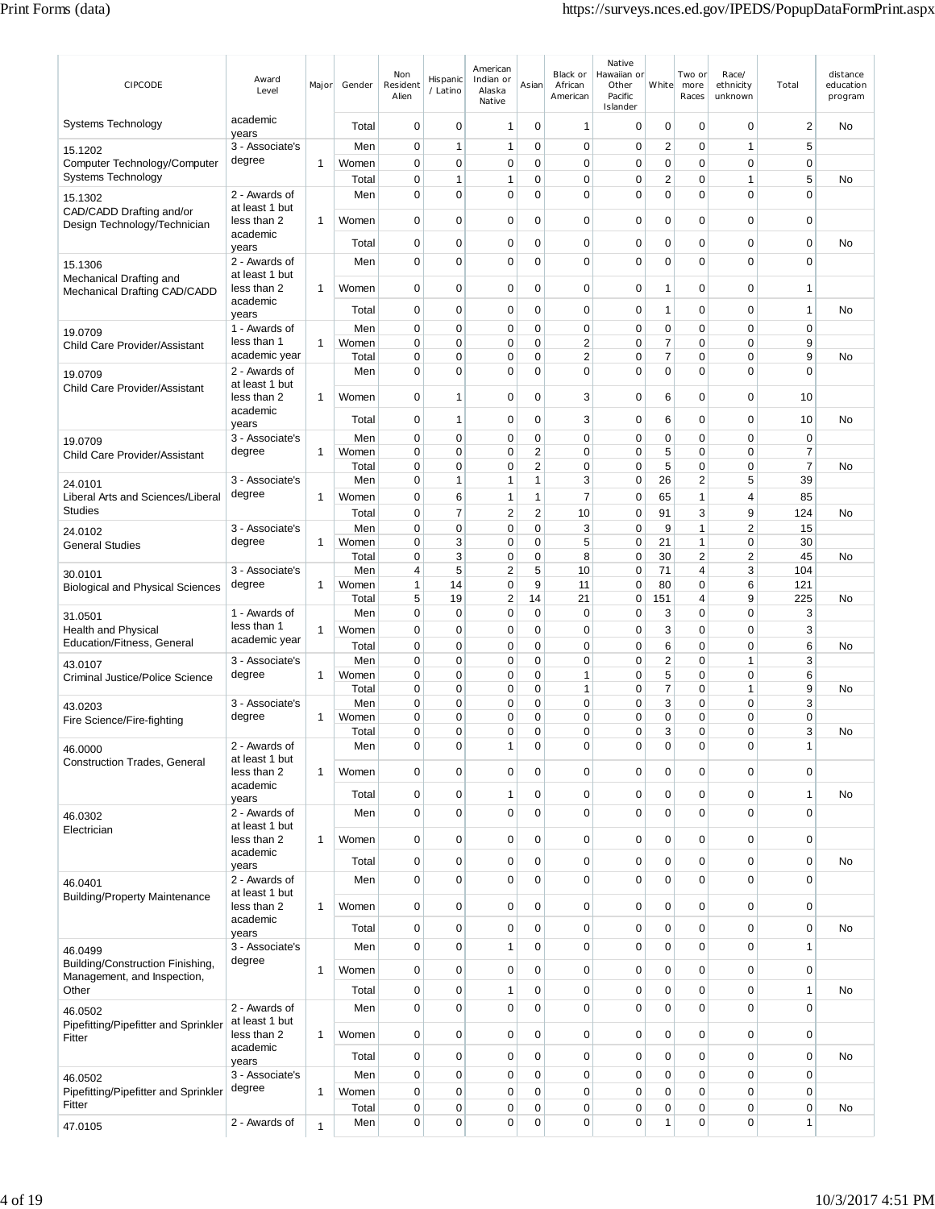| CIPCODE | Award Level | Major | Gender | Non Resident Alien | Hispanic / Latino | American Indian or Alaska Native | Asian | Black or African American | Native Hawaiian or Other Pacific Islander | White | Two or more Races | Race/ ethnicity unknown | Total | distance education program |
|---|---|---|---|---|---|---|---|---|---|---|---|---|---|---|
| Systems Technology | academic years | | Total | 0 | 0 | 1 | 0 | 1 | 0 | 0 | 0 | 0 | 2 | No |
| 15.1202 Computer Technology/Computer Systems Technology | 3 - Associate's degree | 1 | Men | 0 | 1 | 1 | 0 | 0 | 0 | 2 | 0 | 1 | 5 | |
| | | | Women | 0 | 0 | 0 | 0 | 0 | 0 | 0 | 0 | 0 | 0 | |
| | | | Total | 0 | 1 | 1 | 0 | 0 | 0 | 2 | 0 | 1 | 5 | No |
| 15.1302 CAD/CADD Drafting and/or Design Technology/Technician | 2 - Awards of at least 1 but less than 2 academic years | 1 | Men | 0 | 0 | 0 | 0 | 0 | 0 | 0 | 0 | 0 | 0 | |
| | | | Women | 0 | 0 | 0 | 0 | 0 | 0 | 0 | 0 | 0 | 0 | |
| | | | Total | 0 | 0 | 0 | 0 | 0 | 0 | 0 | 0 | 0 | 0 | No |
| 15.1306 Mechanical Drafting and Mechanical Drafting CAD/CADD | 2 - Awards of at least 1 but less than 2 academic years | 1 | Men | 0 | 0 | 0 | 0 | 0 | 0 | 0 | 0 | 0 | 0 | |
| | | | Women | 0 | 0 | 0 | 0 | 0 | 0 | 1 | 0 | 0 | 1 | |
| | | | Total | 0 | 0 | 0 | 0 | 0 | 0 | 1 | 0 | 0 | 1 | No |
| 19.0709 Child Care Provider/Assistant | 1 - Awards of less than 1 academic year | 1 | Men | 0 | 0 | 0 | 0 | 0 | 0 | 0 | 0 | 0 | 0 | |
| | | | Women | 0 | 0 | 0 | 0 | 2 | 0 | 7 | 0 | 0 | 9 | |
| | | | Total | 0 | 0 | 0 | 0 | 2 | 0 | 7 | 0 | 0 | 9 | No |
| 19.0709 Child Care Provider/Assistant | 2 - Awards of at least 1 but less than 2 academic years | 1 | Men | 0 | 0 | 0 | 0 | 0 | 0 | 0 | 0 | 0 | 0 | |
| | | | Women | 0 | 1 | 0 | 0 | 3 | 0 | 6 | 0 | 0 | 10 | |
| | | | Total | 0 | 1 | 0 | 0 | 3 | 0 | 6 | 0 | 0 | 10 | No |
| 19.0709 Child Care Provider/Assistant | 3 - Associate's degree | 1 | Men | 0 | 0 | 0 | 0 | 0 | 0 | 0 | 0 | 0 | 0 | |
| | | | Women | 0 | 0 | 0 | 2 | 0 | 0 | 5 | 0 | 0 | 7 | |
| | | | Total | 0 | 0 | 0 | 2 | 0 | 0 | 5 | 0 | 0 | 7 | No |
| 24.0101 Liberal Arts and Sciences/Liberal Studies | 3 - Associate's degree | 1 | Men | 0 | 1 | 1 | 1 | 3 | 0 | 26 | 2 | 5 | 39 | |
| | | | Women | 0 | 6 | 1 | 1 | 7 | 0 | 65 | 1 | 4 | 85 | |
| | | | Total | 0 | 7 | 2 | 2 | 10 | 0 | 91 | 3 | 9 | 124 | No |
| 24.0102 General Studies | 3 - Associate's degree | 1 | Men | 0 | 0 | 0 | 0 | 3 | 0 | 9 | 1 | 2 | 15 | |
| | | | Women | 0 | 3 | 0 | 0 | 5 | 0 | 21 | 1 | 0 | 30 | |
| | | | Total | 0 | 3 | 0 | 0 | 8 | 0 | 30 | 2 | 2 | 45 | No |
| 30.0101 Biological and Physical Sciences | 3 - Associate's degree | 1 | Men | 4 | 5 | 2 | 5 | 10 | 0 | 71 | 4 | 3 | 104 | |
| | | | Women | 1 | 14 | 0 | 9 | 11 | 0 | 80 | 0 | 6 | 121 | |
| | | | Total | 5 | 19 | 2 | 14 | 21 | 0 | 151 | 4 | 9 | 225 | No |
| 31.0501 Health and Physical Education/Fitness, General | 1 - Awards of less than 1 academic year | 1 | Men | 0 | 0 | 0 | 0 | 0 | 0 | 3 | 0 | 0 | 3 | |
| | | | Women | 0 | 0 | 0 | 0 | 0 | 0 | 3 | 0 | 0 | 3 | |
| | | | Total | 0 | 0 | 0 | 0 | 0 | 0 | 6 | 0 | 0 | 6 | No |
| 43.0107 Criminal Justice/Police Science | 3 - Associate's degree | 1 | Men | 0 | 0 | 0 | 0 | 0 | 0 | 2 | 0 | 1 | 3 | |
| | | | Women | 0 | 0 | 0 | 0 | 1 | 0 | 5 | 0 | 0 | 6 | |
| | | | Total | 0 | 0 | 0 | 0 | 1 | 0 | 7 | 0 | 1 | 9 | No |
| 43.0203 Fire Science/Fire-fighting | 3 - Associate's degree | 1 | Men | 0 | 0 | 0 | 0 | 0 | 0 | 3 | 0 | 0 | 3 | |
| | | | Women | 0 | 0 | 0 | 0 | 0 | 0 | 0 | 0 | 0 | 0 | |
| | | | Total | 0 | 0 | 0 | 0 | 0 | 0 | 3 | 0 | 0 | 3 | No |
| 46.0000 Construction Trades, General | 2 - Awards of at least 1 but less than 2 academic years | 1 | Men | 0 | 0 | 1 | 0 | 0 | 0 | 0 | 0 | 0 | 1 | |
| | | | Women | 0 | 0 | 0 | 0 | 0 | 0 | 0 | 0 | 0 | 0 | |
| | | | Total | 0 | 0 | 1 | 0 | 0 | 0 | 0 | 0 | 0 | 1 | No |
| 46.0302 Electrician | 2 - Awards of at least 1 but less than 2 academic years | 1 | Men | 0 | 0 | 0 | 0 | 0 | 0 | 0 | 0 | 0 | 0 | |
| | | | Women | 0 | 0 | 0 | 0 | 0 | 0 | 0 | 0 | 0 | 0 | |
| | | | Total | 0 | 0 | 0 | 0 | 0 | 0 | 0 | 0 | 0 | 0 | No |
| 46.0401 Building/Property Maintenance | 2 - Awards of at least 1 but less than 2 academic years | 1 | Men | 0 | 0 | 0 | 0 | 0 | 0 | 0 | 0 | 0 | 0 | |
| | | | Women | 0 | 0 | 0 | 0 | 0 | 0 | 0 | 0 | 0 | 0 | |
| | | | Total | 0 | 0 | 0 | 0 | 0 | 0 | 0 | 0 | 0 | 0 | No |
| 46.0499 Building/Construction Finishing, Management, and Inspection, Other | 3 - Associate's degree | 1 | Men | 0 | 0 | 1 | 0 | 0 | 0 | 0 | 0 | 0 | 1 | |
| | | | Women | 0 | 0 | 0 | 0 | 0 | 0 | 0 | 0 | 0 | 0 | |
| | | | Total | 0 | 0 | 1 | 0 | 0 | 0 | 0 | 0 | 0 | 1 | No |
| 46.0502 Pipefitting/Pipefitter and Sprinkler Fitter | 2 - Awards of at least 1 but less than 2 academic years | 1 | Men | 0 | 0 | 0 | 0 | 0 | 0 | 0 | 0 | 0 | 0 | |
| | | | Women | 0 | 0 | 0 | 0 | 0 | 0 | 0 | 0 | 0 | 0 | |
| | | | Total | 0 | 0 | 0 | 0 | 0 | 0 | 0 | 0 | 0 | 0 | No |
| 46.0502 Pipefitting/Pipefitter and Sprinkler Fitter | 3 - Associate's degree | 1 | Men | 0 | 0 | 0 | 0 | 0 | 0 | 0 | 0 | 0 | 0 | |
| | | | Women | 0 | 0 | 0 | 0 | 0 | 0 | 0 | 0 | 0 | 0 | |
| | | | Total | 0 | 0 | 0 | 0 | 0 | 0 | 0 | 0 | 0 | 0 | No |
| 47.0105 | 2 - Awards of | 1 | Men | 0 | 0 | 0 | 0 | 0 | 0 | 1 | 0 | 0 | 1 | |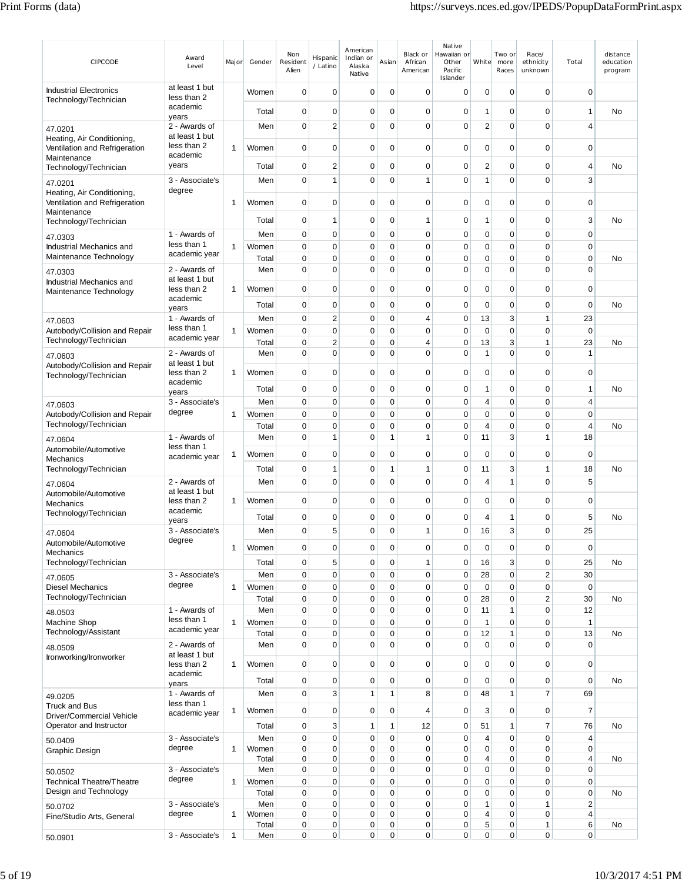| CIPCODE | Award Level | Major | Gender | Non Resident Alien | Hispanic / Latino | American Indian or Alaska Native | Asian | Black or African American | Native Hawaiian or Other Pacific Islander | White | Two or more Races | Race/ ethnicity unknown | Total | distance education program |
|---|---|---|---|---|---|---|---|---|---|---|---|---|---|---|
| Industrial Electronics Technology/Technician | at least 1 but less than 2 academic years | | Women | 0 | 0 | 0 | 0 | 0 | 0 | 0 | 0 | 0 | 0 | |
| | | | Total | 0 | 0 | 0 | 0 | 0 | 0 | 1 | 0 | 0 | 1 | No |
| 47.0201 Heating, Air Conditioning, Ventilation and Refrigeration Maintenance Technology/Technician | 2 - Awards of at least 1 but less than 2 academic years | 1 | Men | 0 | 2 | 0 | 0 | 0 | 0 | 2 | 0 | 0 | 4 | |
| | | | Women | 0 | 0 | 0 | 0 | 0 | 0 | 0 | 0 | 0 | 0 | |
| | | | Total | 0 | 2 | 0 | 0 | 0 | 0 | 2 | 0 | 0 | 4 | No |
| 47.0201 Heating, Air Conditioning, Ventilation and Refrigeration Maintenance Technology/Technician | 3 - Associate's degree | 1 | Men | 0 | 1 | 0 | 0 | 1 | 0 | 1 | 0 | 0 | 3 | |
| | | | Women | 0 | 0 | 0 | 0 | 0 | 0 | 0 | 0 | 0 | 0 | |
| | | | Total | 0 | 1 | 0 | 0 | 1 | 0 | 1 | 0 | 0 | 3 | No |
| 47.0303 Industrial Mechanics and Maintenance Technology | 1 - Awards of less than 1 academic year | 1 | Men | 0 | 0 | 0 | 0 | 0 | 0 | 0 | 0 | 0 | 0 | |
| | | | Women | 0 | 0 | 0 | 0 | 0 | 0 | 0 | 0 | 0 | 0 | |
| | | | Total | 0 | 0 | 0 | 0 | 0 | 0 | 0 | 0 | 0 | 0 | No |
| 47.0303 Industrial Mechanics and Maintenance Technology | 2 - Awards of at least 1 but less than 2 academic years | 1 | Men | 0 | 0 | 0 | 0 | 0 | 0 | 0 | 0 | 0 | 0 | |
| | | | Women | 0 | 0 | 0 | 0 | 0 | 0 | 0 | 0 | 0 | 0 | |
| | | | Total | 0 | 0 | 0 | 0 | 0 | 0 | 0 | 0 | 0 | 0 | No |
| 47.0603 Autobody/Collision and Repair Technology/Technician | 1 - Awards of less than 1 academic year | 1 | Men | 0 | 2 | 0 | 0 | 4 | 0 | 13 | 3 | 1 | 23 | |
| | | | Women | 0 | 0 | 0 | 0 | 0 | 0 | 0 | 0 | 0 | 0 | |
| | | | Total | 0 | 2 | 0 | 0 | 4 | 0 | 13 | 3 | 1 | 23 | No |
| 47.0603 Autobody/Collision and Repair Technology/Technician | 2 - Awards of at least 1 but less than 2 academic years | 1 | Men | 0 | 0 | 0 | 0 | 0 | 0 | 1 | 0 | 0 | 1 | |
| | | | Women | 0 | 0 | 0 | 0 | 0 | 0 | 0 | 0 | 0 | 0 | |
| | | | Total | 0 | 0 | 0 | 0 | 0 | 0 | 1 | 0 | 0 | 1 | No |
| 47.0603 Autobody/Collision and Repair Technology/Technician | 3 - Associate's degree | 1 | Men | 0 | 0 | 0 | 0 | 0 | 0 | 4 | 0 | 0 | 4 | |
| | | | Women | 0 | 0 | 0 | 0 | 0 | 0 | 0 | 0 | 0 | 0 | |
| | | | Total | 0 | 0 | 0 | 0 | 0 | 0 | 4 | 0 | 0 | 4 | No |
| 47.0604 Automobile/Automotive Mechanics Technology/Technician | 1 - Awards of less than 1 academic year | 1 | Men | 0 | 1 | 0 | 1 | 1 | 0 | 11 | 3 | 1 | 18 | |
| | | | Women | 0 | 0 | 0 | 0 | 0 | 0 | 0 | 0 | 0 | 0 | |
| | | | Total | 0 | 1 | 0 | 1 | 1 | 0 | 11 | 3 | 1 | 18 | No |
| 47.0604 Automobile/Automotive Mechanics Technology/Technician | 2 - Awards of at least 1 but less than 2 academic years | 1 | Men | 0 | 0 | 0 | 0 | 0 | 0 | 4 | 1 | 0 | 5 | |
| | | | Women | 0 | 0 | 0 | 0 | 0 | 0 | 0 | 0 | 0 | 0 | |
| | | | Total | 0 | 0 | 0 | 0 | 0 | 0 | 4 | 1 | 0 | 5 | No |
| 47.0604 Automobile/Automotive Mechanics Technology/Technician | 3 - Associate's degree | 1 | Men | 0 | 5 | 0 | 0 | 1 | 0 | 16 | 3 | 0 | 25 | |
| | | | Women | 0 | 0 | 0 | 0 | 0 | 0 | 0 | 0 | 0 | 0 | |
| | | | Total | 0 | 5 | 0 | 0 | 1 | 0 | 16 | 3 | 0 | 25 | No |
| 47.0605 Diesel Mechanics Technology/Technician | 3 - Associate's degree | 1 | Men | 0 | 0 | 0 | 0 | 0 | 0 | 28 | 0 | 2 | 30 | |
| | | | Women | 0 | 0 | 0 | 0 | 0 | 0 | 0 | 0 | 0 | 0 | |
| | | | Total | 0 | 0 | 0 | 0 | 0 | 0 | 28 | 0 | 2 | 30 | No |
| 48.0503 Machine Shop Technology/Assistant | 1 - Awards of less than 1 academic year | 1 | Men | 0 | 0 | 0 | 0 | 0 | 0 | 11 | 1 | 0 | 12 | |
| | | | Women | 0 | 0 | 0 | 0 | 0 | 0 | 1 | 0 | 0 | 1 | |
| | | | Total | 0 | 0 | 0 | 0 | 0 | 0 | 12 | 1 | 0 | 13 | No |
| 48.0509 Ironworking/Ironworker | 2 - Awards of at least 1 but less than 2 academic years | 1 | Men | 0 | 0 | 0 | 0 | 0 | 0 | 0 | 0 | 0 | 0 | |
| | | | Women | 0 | 0 | 0 | 0 | 0 | 0 | 0 | 0 | 0 | 0 | |
| | | | Total | 0 | 0 | 0 | 0 | 0 | 0 | 0 | 0 | 0 | 0 | No |
| 49.0205 Truck and Bus Driver/Commercial Vehicle Operator and Instructor | 1 - Awards of less than 1 academic year | 1 | Men | 0 | 3 | 1 | 1 | 8 | 0 | 48 | 1 | 7 | 69 | |
| | | | Women | 0 | 0 | 0 | 0 | 4 | 0 | 3 | 0 | 0 | 7 | |
| | | | Total | 0 | 3 | 1 | 1 | 12 | 0 | 51 | 1 | 7 | 76 | No |
| 50.0409 Graphic Design | 3 - Associate's degree | 1 | Men | 0 | 0 | 0 | 0 | 0 | 0 | 4 | 0 | 0 | 4 | |
| | | | Women | 0 | 0 | 0 | 0 | 0 | 0 | 0 | 0 | 0 | 0 | |
| | | | Total | 0 | 0 | 0 | 0 | 0 | 0 | 4 | 0 | 0 | 4 | No |
| 50.0502 Technical Theatre/Theatre Design and Technology | 3 - Associate's degree | 1 | Men | 0 | 0 | 0 | 0 | 0 | 0 | 0 | 0 | 0 | 0 | |
| | | | Women | 0 | 0 | 0 | 0 | 0 | 0 | 0 | 0 | 0 | 0 | |
| | | | Total | 0 | 0 | 0 | 0 | 0 | 0 | 0 | 0 | 0 | 0 | No |
| 50.0702 Fine/Studio Arts, General | 3 - Associate's degree | 1 | Men | 0 | 0 | 0 | 0 | 0 | 0 | 1 | 0 | 1 | 2 | |
| | | | Women | 0 | 0 | 0 | 0 | 0 | 0 | 4 | 0 | 0 | 4 | |
| | | | Total | 0 | 0 | 0 | 0 | 0 | 0 | 5 | 0 | 1 | 6 | No |
| 50.0901 | 3 - Associate's | 1 | Men | 0 | 0 | 0 | 0 | 0 | 0 | 0 | 0 | 0 | 0 | |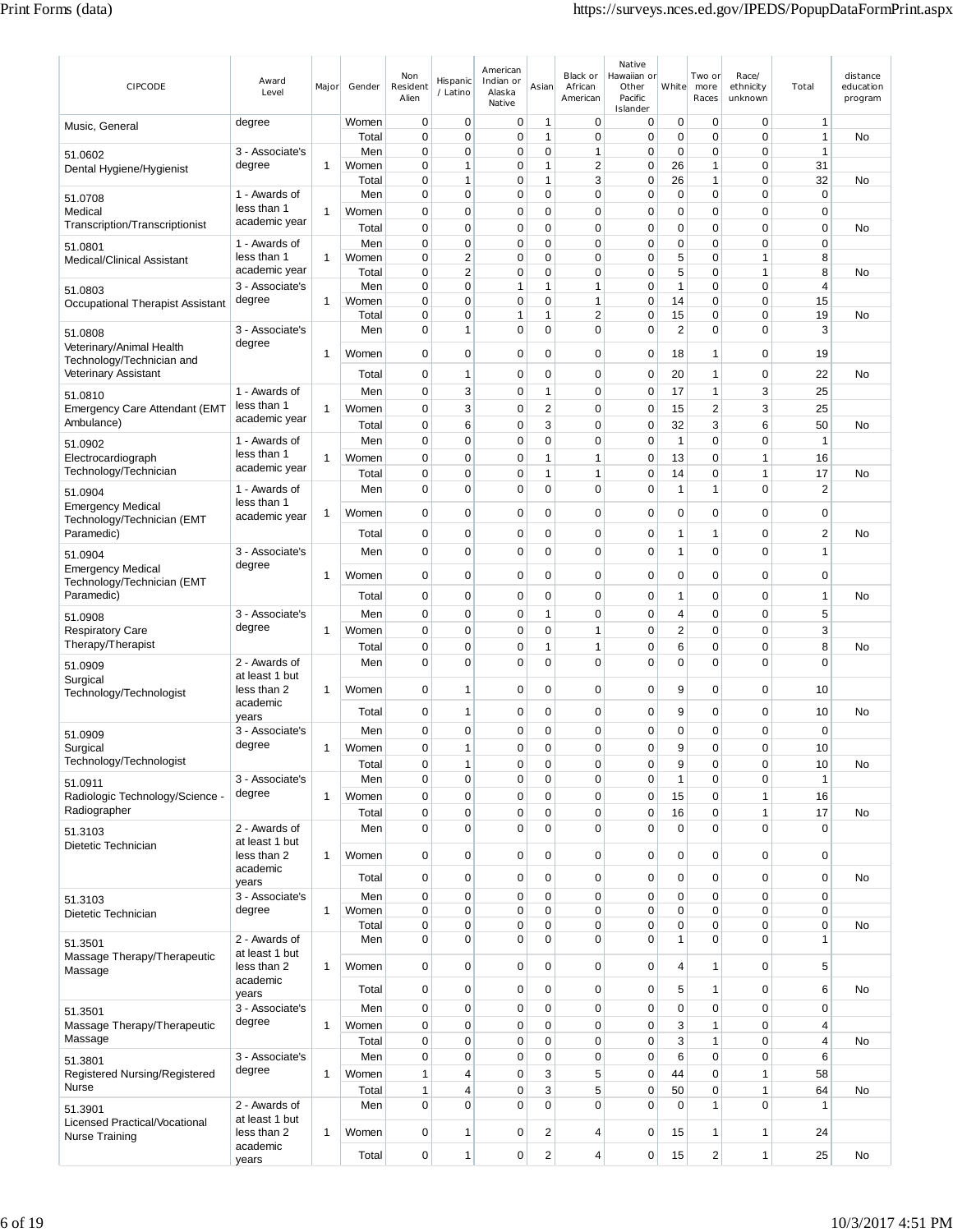| CIPCODE | Award Level | Major | Gender | Non Resident Alien | Hispanic / Latino | American Indian or Alaska Native | Asian | Black or African American | Native Hawaiian or Other Pacific Islander | White | Two or more Races | Race/ ethnicity unknown | Total | distance education program |
|---|---|---|---|---|---|---|---|---|---|---|---|---|---|---|
| Music, General | degree | | Women | 0 | 0 | 0 | 1 | 0 | 0 | 0 | 0 | 0 | 1 | |
| | | | Total | 0 | 0 | 0 | 1 | 0 | 0 | 0 | 0 | 0 | 1 | No |
| 51.0602 Dental Hygiene/Hygienist | 3 - Associate's degree | 1 | Men | 0 | 0 | 0 | 0 | 1 | 0 | 0 | 0 | 0 | 1 | |
| | | | Women | 0 | 1 | 0 | 1 | 2 | 0 | 26 | 1 | 0 | 31 | |
| | | | Total | 0 | 1 | 0 | 1 | 3 | 0 | 26 | 1 | 0 | 32 | No |
| 51.0708 Medical Transcription/Transcriptionist | 1 - Awards of less than 1 academic year | 1 | Men | 0 | 0 | 0 | 0 | 0 | 0 | 0 | 0 | 0 | 0 | |
| | | | Women | 0 | 0 | 0 | 0 | 0 | 0 | 0 | 0 | 0 | 0 | |
| | | | Total | 0 | 0 | 0 | 0 | 0 | 0 | 0 | 0 | 0 | 0 | No |
| 51.0801 Medical/Clinical Assistant | 1 - Awards of less than 1 academic year | 1 | Men | 0 | 0 | 0 | 0 | 0 | 0 | 0 | 0 | 0 | 0 | |
| | | | Women | 0 | 2 | 0 | 0 | 0 | 0 | 5 | 0 | 1 | 8 | |
| | | | Total | 0 | 2 | 0 | 0 | 0 | 0 | 5 | 0 | 1 | 8 | No |
| 51.0803 Occupational Therapist Assistant | 3 - Associate's degree | 1 | Men | 0 | 0 | 1 | 1 | 1 | 0 | 1 | 0 | 0 | 4 | |
| | | | Women | 0 | 0 | 0 | 0 | 1 | 0 | 14 | 0 | 0 | 15 | |
| | | | Total | 0 | 0 | 1 | 1 | 2 | 0 | 15 | 0 | 0 | 19 | No |
| 51.0808 Veterinary/Animal Health Technology/Technician and Veterinary Assistant | 3 - Associate's degree | 1 | Men | 0 | 1 | 0 | 0 | 0 | 0 | 2 | 0 | 0 | 3 | |
| | | | Women | 0 | 0 | 0 | 0 | 0 | 0 | 18 | 1 | 0 | 19 | |
| | | | Total | 0 | 1 | 0 | 0 | 0 | 0 | 20 | 1 | 0 | 22 | No |
| 51.0810 Emergency Care Attendant (EMT Ambulance) | 1 - Awards of less than 1 academic year | 1 | Men | 0 | 3 | 0 | 1 | 0 | 0 | 17 | 1 | 3 | 25 | |
| | | | Women | 0 | 3 | 0 | 2 | 0 | 0 | 15 | 2 | 3 | 25 | |
| | | | Total | 0 | 6 | 0 | 3 | 0 | 0 | 32 | 3 | 6 | 50 | No |
| 51.0902 Electrocardiograph Technology/Technician | 1 - Awards of less than 1 academic year | 1 | Men | 0 | 0 | 0 | 0 | 0 | 0 | 1 | 0 | 0 | 1 | |
| | | | Women | 0 | 0 | 0 | 1 | 1 | 0 | 13 | 0 | 1 | 16 | |
| | | | Total | 0 | 0 | 0 | 1 | 1 | 0 | 14 | 0 | 1 | 17 | No |
| 51.0904 Emergency Medical Technology/Technician (EMT Paramedic) | 1 - Awards of less than 1 academic year | 1 | Men | 0 | 0 | 0 | 0 | 0 | 0 | 1 | 1 | 0 | 2 | |
| | | | Women | 0 | 0 | 0 | 0 | 0 | 0 | 0 | 0 | 0 | 0 | |
| | | | Total | 0 | 0 | 0 | 0 | 0 | 0 | 1 | 1 | 0 | 2 | No |
| 51.0904 Emergency Medical Technology/Technician (EMT Paramedic) | 3 - Associate's degree | 1 | Men | 0 | 0 | 0 | 0 | 0 | 0 | 1 | 0 | 0 | 1 | |
| | | | Women | 0 | 0 | 0 | 0 | 0 | 0 | 0 | 0 | 0 | 0 | |
| | | | Total | 0 | 0 | 0 | 0 | 0 | 0 | 1 | 0 | 0 | 1 | No |
| 51.0908 Respiratory Care Therapy/Therapist | 3 - Associate's degree | 1 | Men | 0 | 0 | 0 | 1 | 0 | 0 | 4 | 0 | 0 | 5 | |
| | | | Women | 0 | 0 | 0 | 0 | 1 | 0 | 2 | 0 | 0 | 3 | |
| | | | Total | 0 | 0 | 0 | 1 | 1 | 0 | 6 | 0 | 0 | 8 | No |
| 51.0909 Surgical Technology/Technologist | 2 - Awards of at least 1 but less than 2 academic years | 1 | Men | 0 | 0 | 0 | 0 | 0 | 0 | 0 | 0 | 0 | 0 | |
| | | | Women | 0 | 1 | 0 | 0 | 0 | 0 | 9 | 0 | 0 | 10 | |
| | | | Total | 0 | 1 | 0 | 0 | 0 | 0 | 9 | 0 | 0 | 10 | No |
| 51.0909 Surgical Technology/Technologist | 3 - Associate's degree | 1 | Men | 0 | 0 | 0 | 0 | 0 | 0 | 0 | 0 | 0 | 0 | |
| | | | Women | 0 | 1 | 0 | 0 | 0 | 0 | 9 | 0 | 0 | 10 | |
| | | | Total | 0 | 1 | 0 | 0 | 0 | 0 | 9 | 0 | 0 | 10 | No |
| 51.0911 Radiologic Technology/Science - Radiographer | 3 - Associate's degree | 1 | Men | 0 | 0 | 0 | 0 | 0 | 0 | 1 | 0 | 0 | 1 | |
| | | | Women | 0 | 0 | 0 | 0 | 0 | 0 | 15 | 0 | 1 | 16 | |
| | | | Total | 0 | 0 | 0 | 0 | 0 | 0 | 16 | 0 | 1 | 17 | No |
| 51.3103 Dietetic Technician | 2 - Awards of at least 1 but less than 2 academic years | 1 | Men | 0 | 0 | 0 | 0 | 0 | 0 | 0 | 0 | 0 | 0 | |
| | | | Women | 0 | 0 | 0 | 0 | 0 | 0 | 0 | 0 | 0 | 0 | |
| | | | Total | 0 | 0 | 0 | 0 | 0 | 0 | 0 | 0 | 0 | 0 | No |
| 51.3103 Dietetic Technician | 3 - Associate's degree | 1 | Men | 0 | 0 | 0 | 0 | 0 | 0 | 0 | 0 | 0 | 0 | |
| | | | Women | 0 | 0 | 0 | 0 | 0 | 0 | 0 | 0 | 0 | 0 | |
| | | | Total | 0 | 0 | 0 | 0 | 0 | 0 | 0 | 0 | 0 | 0 | No |
| 51.3501 Massage Therapy/Therapeutic Massage | 2 - Awards of at least 1 but less than 2 academic years | 1 | Men | 0 | 0 | 0 | 0 | 0 | 0 | 1 | 0 | 0 | 1 | |
| | | | Women | 0 | 0 | 0 | 0 | 0 | 0 | 4 | 1 | 0 | 5 | |
| | | | Total | 0 | 0 | 0 | 0 | 0 | 0 | 5 | 1 | 0 | 6 | No |
| 51.3501 Massage Therapy/Therapeutic Massage | 3 - Associate's degree | 1 | Men | 0 | 0 | 0 | 0 | 0 | 0 | 0 | 0 | 0 | 0 | |
| | | | Women | 0 | 0 | 0 | 0 | 0 | 0 | 3 | 1 | 0 | 4 | |
| | | | Total | 0 | 0 | 0 | 0 | 0 | 0 | 3 | 1 | 0 | 4 | No |
| 51.3801 Registered Nursing/Registered Nurse | 3 - Associate's degree | 1 | Men | 0 | 0 | 0 | 0 | 0 | 0 | 6 | 0 | 0 | 6 | |
| | | | Women | 1 | 4 | 0 | 3 | 5 | 0 | 44 | 0 | 1 | 58 | |
| | | | Total | 1 | 4 | 0 | 3 | 5 | 0 | 50 | 0 | 1 | 64 | No |
| 51.3901 Licensed Practical/Vocational Nurse Training | 2 - Awards of at least 1 but less than 2 academic years | 1 | Men | 0 | 0 | 0 | 0 | 0 | 0 | 0 | 1 | 0 | 1 | |
| | | | Women | 0 | 1 | 0 | 2 | 4 | 0 | 15 | 1 | 1 | 24 | |
| | | | Total | 0 | 1 | 0 | 2 | 4 | 0 | 15 | 2 | 1 | 25 | No |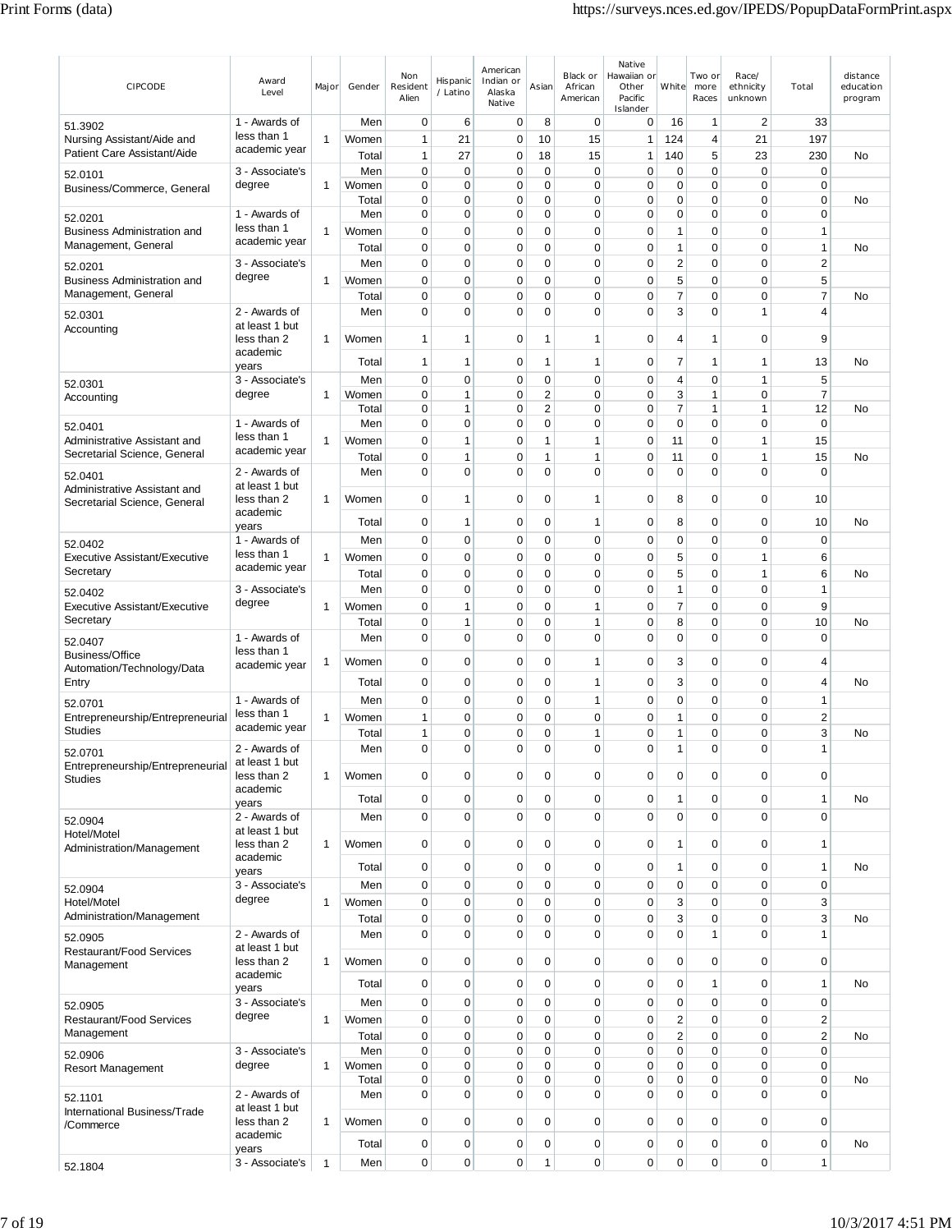| CIPCODE | Award Level | Major | Gender | Non Resident Alien | Hispanic / Latino | American Indian or Alaska Native | Asian | Black or African American | Native Hawaiian or Other Pacific Islander | White | Two or more Races | Race/ ethnicity unknown | Total | distance education program |
|---|---|---|---|---|---|---|---|---|---|---|---|---|---|---|
| 51.3902 Nursing Assistant/Aide and Patient Care Assistant/Aide | 1 - Awards of less than 1 academic year | 1 | Men | 0 | 6 | 0 | 8 | 0 | 0 | 16 | 1 | 2 | 33 | |
| | | | Women | 1 | 21 | 0 | 10 | 15 | 1 | 124 | 4 | 21 | 197 | |
| | | | Total | 1 | 27 | 0 | 18 | 15 | 1 | 140 | 5 | 23 | 230 | No |
| 52.0101 Business/Commerce, General | 3 - Associate's degree | 1 | Men | 0 | 0 | 0 | 0 | 0 | 0 | 0 | 0 | 0 | 0 | |
| | | | Women | 0 | 0 | 0 | 0 | 0 | 0 | 0 | 0 | 0 | 0 | |
| | | | Total | 0 | 0 | 0 | 0 | 0 | 0 | 0 | 0 | 0 | 0 | No |
| 52.0201 Business Administration and Management, General | 1 - Awards of less than 1 academic year | 1 | Men | 0 | 0 | 0 | 0 | 0 | 0 | 0 | 0 | 0 | 0 | |
| | | | Women | 0 | 0 | 0 | 0 | 0 | 0 | 1 | 0 | 0 | 1 | |
| | | | Total | 0 | 0 | 0 | 0 | 0 | 0 | 1 | 0 | 0 | 1 | No |
| 52.0201 Business Administration and Management, General | 3 - Associate's degree | 1 | Men | 0 | 0 | 0 | 0 | 0 | 0 | 2 | 0 | 0 | 2 | |
| | | | Women | 0 | 0 | 0 | 0 | 0 | 0 | 5 | 0 | 0 | 5 | |
| | | | Total | 0 | 0 | 0 | 0 | 0 | 0 | 7 | 0 | 0 | 7 | No |
| 52.0301 Accounting | 2 - Awards of at least 1 but less than 2 academic years | 1 | Men | 0 | 0 | 0 | 0 | 0 | 0 | 3 | 0 | 1 | 4 | |
| | | | Women | 1 | 1 | 0 | 1 | 1 | 0 | 4 | 1 | 0 | 9 | |
| | | | Total | 1 | 1 | 0 | 1 | 1 | 0 | 7 | 1 | 1 | 13 | No |
| 52.0301 Accounting | 3 - Associate's degree | 1 | Men | 0 | 0 | 0 | 0 | 0 | 0 | 4 | 0 | 1 | 5 | |
| | | | Women | 0 | 1 | 0 | 2 | 0 | 0 | 3 | 1 | 0 | 7 | |
| | | | Total | 0 | 1 | 0 | 2 | 0 | 0 | 7 | 1 | 1 | 12 | No |
| 52.0401 Administrative Assistant and Secretarial Science, General | 1 - Awards of less than 1 academic year | 1 | Men | 0 | 0 | 0 | 0 | 0 | 0 | 0 | 0 | 0 | 0 | |
| | | | Women | 0 | 1 | 0 | 1 | 1 | 0 | 11 | 0 | 1 | 15 | |
| | | | Total | 0 | 1 | 0 | 1 | 1 | 0 | 11 | 0 | 1 | 15 | No |
| 52.0401 Administrative Assistant and Secretarial Science, General | 2 - Awards of at least 1 but less than 2 academic years | 1 | Men | 0 | 0 | 0 | 0 | 0 | 0 | 0 | 0 | 0 | 0 | |
| | | | Women | 0 | 1 | 0 | 0 | 1 | 0 | 8 | 0 | 0 | 10 | |
| | | | Total | 0 | 1 | 0 | 0 | 1 | 0 | 8 | 0 | 0 | 10 | No |
| 52.0402 Executive Assistant/Executive Secretary | 1 - Awards of less than 1 academic year | 1 | Men | 0 | 0 | 0 | 0 | 0 | 0 | 0 | 0 | 0 | 0 | |
| | | | Women | 0 | 0 | 0 | 0 | 0 | 0 | 5 | 0 | 1 | 6 | |
| | | | Total | 0 | 0 | 0 | 0 | 0 | 0 | 5 | 0 | 1 | 6 | No |
| 52.0402 Executive Assistant/Executive Secretary | 3 - Associate's degree | 1 | Men | 0 | 0 | 0 | 0 | 0 | 0 | 1 | 0 | 0 | 1 | |
| | | | Women | 0 | 1 | 0 | 0 | 1 | 0 | 7 | 0 | 0 | 9 | |
| | | | Total | 0 | 1 | 0 | 0 | 1 | 0 | 8 | 0 | 0 | 10 | No |
| 52.0407 Business/Office Automation/Technology/Data Entry | 1 - Awards of less than 1 academic year | 1 | Men | 0 | 0 | 0 | 0 | 0 | 0 | 0 | 0 | 0 | 0 | |
| | | | Women | 0 | 0 | 0 | 0 | 1 | 0 | 3 | 0 | 0 | 4 | |
| | | | Total | 0 | 0 | 0 | 0 | 1 | 0 | 3 | 0 | 0 | 4 | No |
| 52.0701 Entrepreneurship/Entrepreneurial Studies | 1 - Awards of less than 1 academic year | 1 | Men | 0 | 0 | 0 | 0 | 1 | 0 | 0 | 0 | 0 | 1 | |
| | | | Women | 1 | 0 | 0 | 0 | 0 | 0 | 1 | 0 | 0 | 2 | |
| | | | Total | 1 | 0 | 0 | 0 | 1 | 0 | 1 | 0 | 0 | 3 | No |
| 52.0701 Entrepreneurship/Entrepreneurial Studies | 2 - Awards of at least 1 but less than 2 academic years | 1 | Men | 0 | 0 | 0 | 0 | 0 | 0 | 1 | 0 | 0 | 1 | |
| | | | Women | 0 | 0 | 0 | 0 | 0 | 0 | 0 | 0 | 0 | 0 | |
| | | | Total | 0 | 0 | 0 | 0 | 0 | 0 | 1 | 0 | 0 | 1 | No |
| 52.0904 Hotel/Motel Administration/Management | 2 - Awards of at least 1 but less than 2 academic years | 1 | Men | 0 | 0 | 0 | 0 | 0 | 0 | 0 | 0 | 0 | 0 | |
| | | | Women | 0 | 0 | 0 | 0 | 0 | 0 | 1 | 0 | 0 | 1 | |
| | | | Total | 0 | 0 | 0 | 0 | 0 | 0 | 1 | 0 | 0 | 1 | No |
| 52.0904 Hotel/Motel Administration/Management | 3 - Associate's degree | 1 | Men | 0 | 0 | 0 | 0 | 0 | 0 | 0 | 0 | 0 | 0 | |
| | | | Women | 0 | 0 | 0 | 0 | 0 | 0 | 3 | 0 | 0 | 3 | |
| | | | Total | 0 | 0 | 0 | 0 | 0 | 0 | 3 | 0 | 0 | 3 | No |
| 52.0905 Restaurant/Food Services Management | 2 - Awards of at least 1 but less than 2 academic years | 1 | Men | 0 | 0 | 0 | 0 | 0 | 0 | 0 | 1 | 0 | 1 | |
| | | | Women | 0 | 0 | 0 | 0 | 0 | 0 | 0 | 0 | 0 | 0 | |
| | | | Total | 0 | 0 | 0 | 0 | 0 | 0 | 0 | 1 | 0 | 1 | No |
| 52.0905 Restaurant/Food Services Management | 3 - Associate's degree | 1 | Men | 0 | 0 | 0 | 0 | 0 | 0 | 0 | 0 | 0 | 0 | |
| | | | Women | 0 | 0 | 0 | 0 | 0 | 0 | 2 | 0 | 0 | 2 | |
| | | | Total | 0 | 0 | 0 | 0 | 0 | 0 | 2 | 0 | 0 | 2 | No |
| 52.0906 Resort Management | 3 - Associate's degree | 1 | Men | 0 | 0 | 0 | 0 | 0 | 0 | 0 | 0 | 0 | 0 | |
| | | | Women | 0 | 0 | 0 | 0 | 0 | 0 | 0 | 0 | 0 | 0 | |
| | | | Total | 0 | 0 | 0 | 0 | 0 | 0 | 0 | 0 | 0 | 0 | No |
| 52.1101 International Business/Trade /Commerce | 2 - Awards of at least 1 but less than 2 academic years | 1 | Men | 0 | 0 | 0 | 0 | 0 | 0 | 0 | 0 | 0 | 0 | |
| | | | Women | 0 | 0 | 0 | 0 | 0 | 0 | 0 | 0 | 0 | 0 | |
| | | | Total | 0 | 0 | 0 | 0 | 0 | 0 | 0 | 0 | 0 | 0 | No |
| 52.1804 | 3 - Associate's | 1 | Men | 0 | 0 | 0 | 1 | 0 | 0 | 0 | 0 | 0 | 1 | |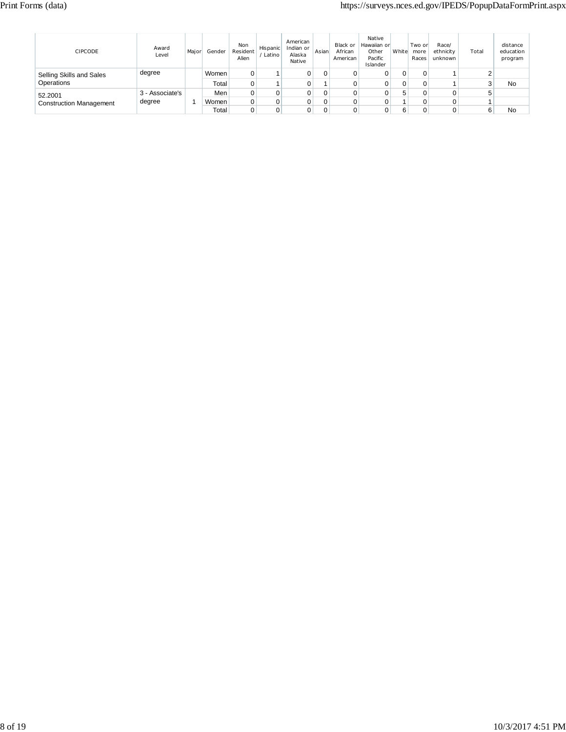| CIPCODE | Award Level | Major | Gender | Non Resident Alien | Hispanic / Latino | American Indian or Alaska Native | Asian | Black or African American | Native Hawaiian or Other Pacific Islander | White | Two or more Races | Race/ ethnicity unknown | Total | distance education program |
|---|---|---|---|---|---|---|---|---|---|---|---|---|---|---|
| Selling Skills and Sales Operations | degree | | Women | 0 | 1 | 0 | 0 | 0 | 0 | 0 | 0 | 1 | 2 | |
| | | | Total | 0 | 1 | 0 | 1 | 0 | 0 | 0 | 0 | 1 | 3 | No |
| 52.2001 Construction Management | 3 - Associate's degree | 1 | Men | 0 | 0 | 0 | 0 | 0 | 0 | 5 | 0 | 0 | 5 | |
| | | | Women | 0 | 0 | 0 | 0 | 0 | 0 | 1 | 0 | 0 | 1 | |
| | | | Total | 0 | 0 | 0 | 0 | 0 | 0 | 6 | 0 | 0 | 6 | No |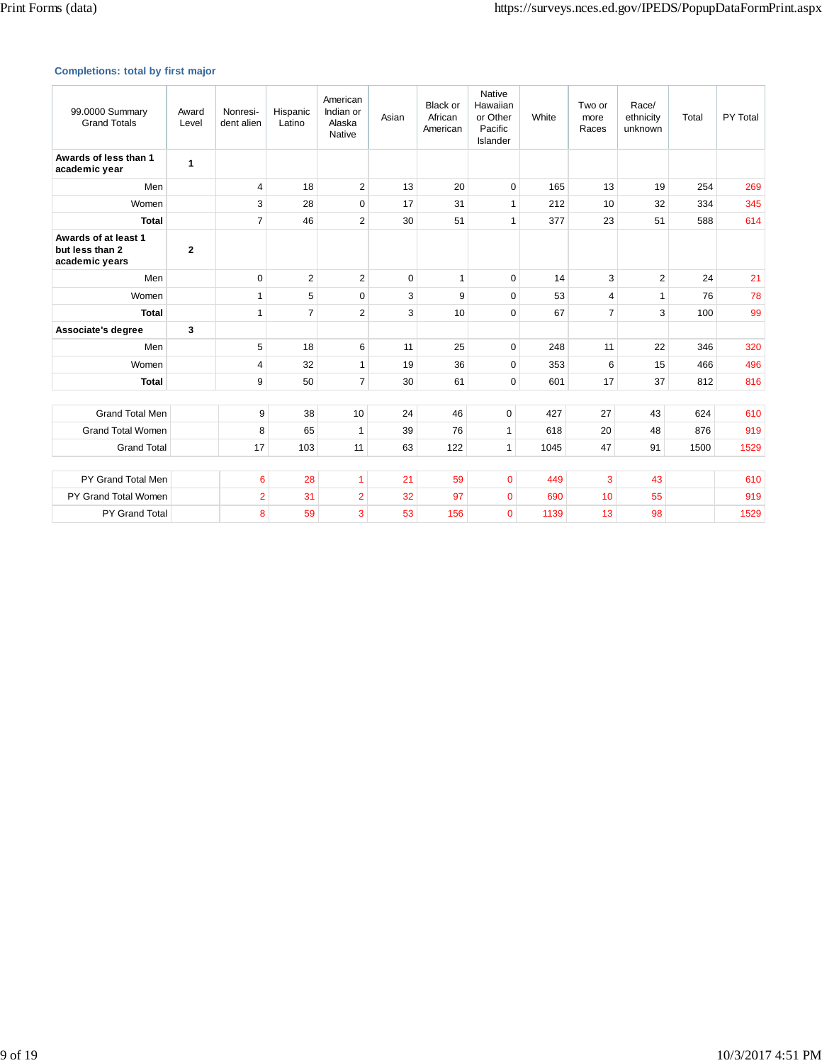### Completions: total by first major

| 99.0000 Summary Grand Totals | Award Level | Nonresident alien | Hispanic Latino | American Indian or Alaska Native | Asian | Black or African American | Native Hawaiian or Other Pacific Islander | White | Two or more Races | Race/ ethnicity unknown | Total | PY Total |
|---|---|---|---|---|---|---|---|---|---|---|---|---|
| **Awards of less than 1 academic year** | **1** | | | | | | | | | | | |
| Men | | 4 | 18 | 2 | 13 | 20 | 0 | 165 | 13 | 19 | 254 | 269 |
| Women | | 3 | 28 | 0 | 17 | 31 | 1 | 212 | 10 | 32 | 334 | 345 |
| **Total** | | 7 | 46 | 2 | 30 | 51 | 1 | 377 | 23 | 51 | 588 | 614 |
| **Awards of at least 1 but less than 2 academic years** | **2** | | | | | | | | | | | |
| Men | | 0 | 2 | 2 | 0 | 1 | 0 | 14 | 3 | 2 | 24 | 21 |
| Women | | 1 | 5 | 0 | 3 | 9 | 0 | 53 | 4 | 1 | 76 | 78 |
| **Total** | | 1 | 7 | 2 | 3 | 10 | 0 | 67 | 7 | 3 | 100 | 99 |
| **Associate's degree** | **3** | | | | | | | | | | | |
| Men | | 5 | 18 | 6 | 11 | 25 | 0 | 248 | 11 | 22 | 346 | 320 |
| Women | | 4 | 32 | 1 | 19 | 36 | 0 | 353 | 6 | 15 | 466 | 496 |
| **Total** | | 9 | 50 | 7 | 30 | 61 | 0 | 601 | 17 | 37 | 812 | 816 |

| | | | | | | | | | | | | |
|---|---|---|---|---|---|---|---|---|---|---|---|---|
| Grand Total Men | | 9 | 38 | 10 | 24 | 46 | 0 | 427 | 27 | 43 | 624 | 610 |
| Grand Total Women | | 8 | 65 | 1 | 39 | 76 | 1 | 618 | 20 | 48 | 876 | 919 |
| Grand Total | | 17 | 103 | 11 | 63 | 122 | 1 | 1045 | 47 | 91 | 1500 | 1529 |

| | | | | | | | | | | | | |
|---|---|---|---|---|---|---|---|---|---|---|---|---|
| PY Grand Total Men | | 6 | 28 | 1 | 21 | 59 | 0 | 449 | 3 | 43 | | 610 |
| PY Grand Total Women | | 2 | 31 | 2 | 32 | 97 | 0 | 690 | 10 | 55 | | 919 |
| PY Grand Total | | 8 | 59 | 3 | 53 | 156 | 0 | 1139 | 13 | 98 | | 1529 |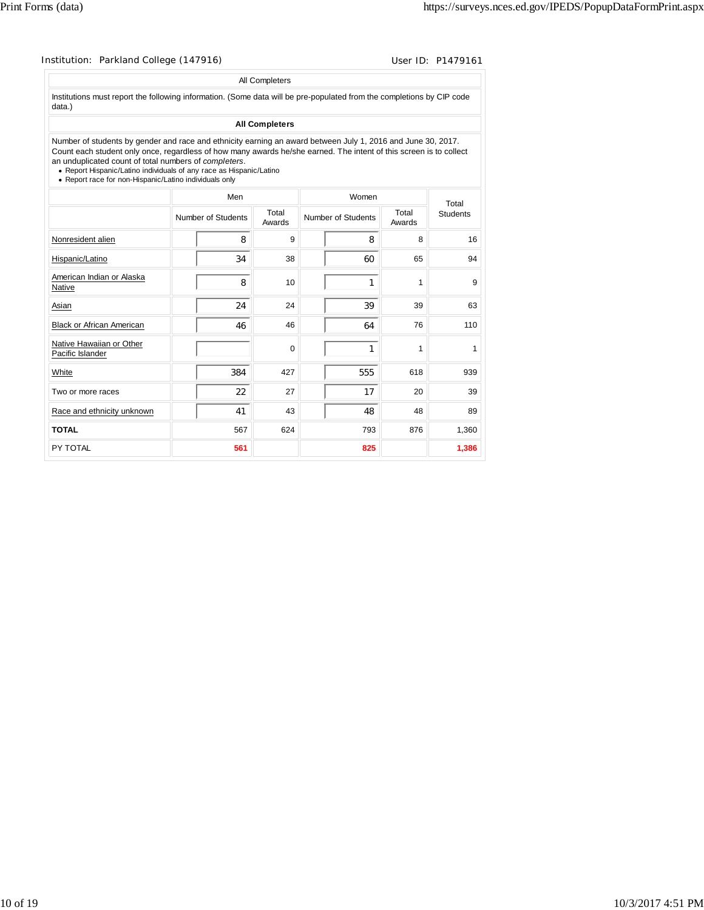Institution: Parkland College (147916) User ID: P1479161

All Completers

Institutions must report the following information. (Some data will be pre-populated from the completions by CIP code data.)

**All Completers**

Number of students by gender and race and ethnicity earning an award between July 1, 2016 and June 30, 2017. Count each student only once, regardless of how many awards he/she earned. The intent of this screen is to collect an unduplicated count of total numbers of *completers*.

- Report Hispanic/Latino individuals of any race as Hispanic/Latino
- Report race for non-Hispanic/Latino individuals only

| | Men | | Women | | Total Students |
|---|---|---|---|---|---|
| | Number of Students | Total Awards | Number of Students | Total Awards | |
| Nonresident alien | 8 | 9 | 8 | 8 | 16 |
| Hispanic/Latino | 34 | 38 | 60 | 65 | 94 |
| American Indian or Alaska Native | 8 | 10 | 1 | 1 | 9 |
| Asian | 24 | 24 | 39 | 39 | 63 |
| Black or African American | 46 | 46 | 64 | 76 | 110 |
| Native Hawaiian or Other Pacific Islander | | 0 | 1 | 1 | 1 |
| White | 384 | 427 | 555 | 618 | 939 |
| Two or more races | 22 | 27 | 17 | 20 | 39 |
| Race and ethnicity unknown | 41 | 43 | 48 | 48 | 89 |
| **TOTAL** | 567 | 624 | 793 | 876 | 1,360 |
| PY TOTAL | **561** | | **825** | | **1,386** |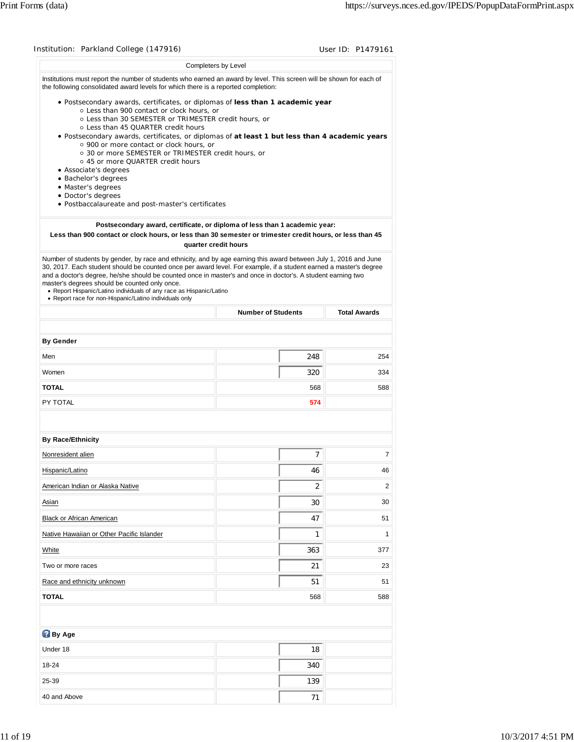Institution: Parkland College (147916) User ID: P1479161

## Completers by Level

Institutions must report the number of students who earned an award by level. This screen will be shown for each of the following consolidated award levels for which there is a reported completion:

- Postsecondary awards, certificates, or diplomas of **less than 1 academic year**
  - Less than 900 contact or clock hours, or
  - Less than 30 SEMESTER or TRIMESTER credit hours, or
  - Less than 45 QUARTER credit hours
- Postsecondary awards, certificates, or diplomas of **at least 1 but less than 4 academic years**
  - 900 or more contact or clock hours, or
  - 30 or more SEMESTER or TRIMESTER credit hours, or
  - 45 or more QUARTER credit hours
- Associate's degrees
- Bachelor's degrees
- Master's degrees
- Doctor's degrees
- Postbaccalaureate and post-master's certificates

**Postsecondary award, certificate, or diploma of less than 1 academic year:**
**Less than 900 contact or clock hours, or less than 30 semester or trimester credit hours, or less than 45 quarter credit hours**

Number of students by gender, by race and ethnicity, and by age earning this award between July 1, 2016 and June 30, 2017. Each student should be counted once per award level. For example, if a student earned a master's degree and a doctor's degree, he/she should be counted once in master's and once in doctor's. A student earning two master's degrees should be counted only once.

- Report Hispanic/Latino individuals of any race as Hispanic/Latino
- Report race for non-Hispanic/Latino individuals only

| | Number of Students | Total Awards |
|---|---|---|
| **By Gender** | | |
| Men | 248 | 254 |
| Women | 320 | 334 |
| **TOTAL** | 568 | 588 |
| PY TOTAL | 574 | |
| **By Race/Ethnicity** | | |
| Nonresident alien | 7 | 7 |
| Hispanic/Latino | 46 | 46 |
| American Indian or Alaska Native | 2 | 2 |
| Asian | 30 | 30 |
| Black or African American | 47 | 51 |
| Native Hawaiian or Other Pacific Islander | 1 | 1 |
| White | 363 | 377 |
| Two or more races | 21 | 23 |
| Race and ethnicity unknown | 51 | 51 |
| **TOTAL** | 568 | 588 |
| **By Age** | | |
| Under 18 | 18 | |
| 18-24 | 340 | |
| 25-39 | 139 | |
| 40 and Above | 71 | |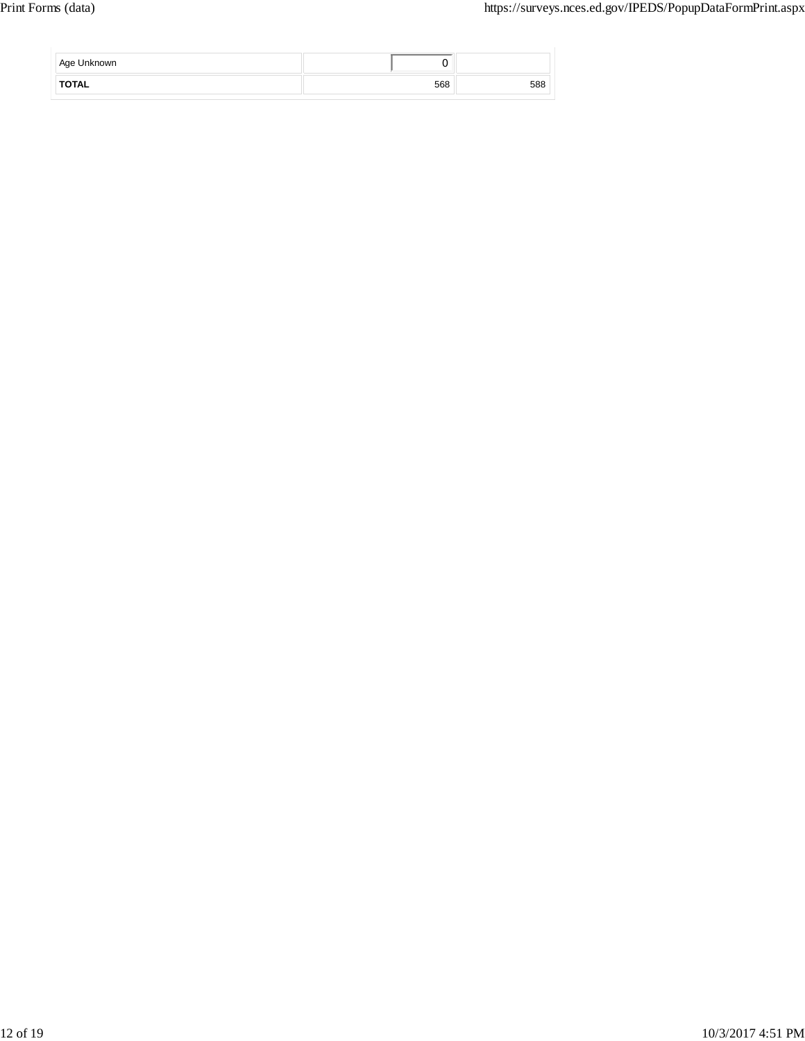| | | |
|---|---|---|
| Age Unknown | 0 | |
| **TOTAL** | 568 | 588 |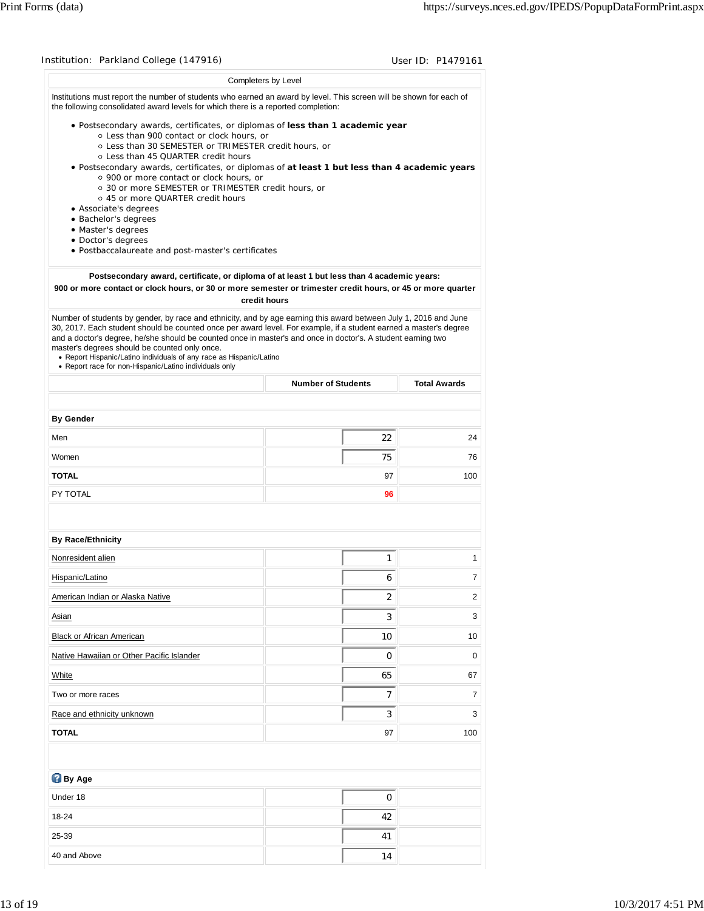Institution: Parkland College (147916) User ID: P1479161

## Completers by Level

Institutions must report the number of students who earned an award by level. This screen will be shown for each of the following consolidated award levels for which there is a reported completion:

- Postsecondary awards, certificates, or diplomas of **less than 1 academic year**
  - Less than 900 contact or clock hours, or
  - Less than 30 SEMESTER or TRIMESTER credit hours, or
  - Less than 45 QUARTER credit hours
- Postsecondary awards, certificates, or diplomas of **at least 1 but less than 4 academic years**
  - 900 or more contact or clock hours, or
  - 30 or more SEMESTER or TRIMESTER credit hours, or
  - 45 or more QUARTER credit hours
- Associate's degrees
- Bachelor's degrees
- Master's degrees
- Doctor's degrees
- Postbaccalaureate and post-master's certificates

**Postsecondary award, certificate, or diploma of at least 1 but less than 4 academic years: 900 or more contact or clock hours, or 30 or more semester or trimester credit hours, or 45 or more quarter credit hours**

Number of students by gender, by race and ethnicity, and by age earning this award between July 1, 2016 and June 30, 2017. Each student should be counted once per award level. For example, if a student earned a master's degree and a doctor's degree, he/she should be counted once in master's and once in doctor's. A student earning two master's degrees should be counted only once.

- Report Hispanic/Latino individuals of any race as Hispanic/Latino
- Report race for non-Hispanic/Latino individuals only

| | Number of Students | Total Awards |
|---|---|---|
| **By Gender** | | |
| Men | 22 | 24 |
| Women | 75 | 76 |
| **TOTAL** | 97 | 100 |
| PY TOTAL | 96 | |
| **By Race/Ethnicity** | | |
| Nonresident alien | 1 | 1 |
| Hispanic/Latino | 6 | 7 |
| American Indian or Alaska Native | 2 | 2 |
| Asian | 3 | 3 |
| Black or African American | 10 | 10 |
| Native Hawaiian or Other Pacific Islander | 0 | 0 |
| White | 65 | 67 |
| Two or more races | 7 | 7 |
| Race and ethnicity unknown | 3 | 3 |
| **TOTAL** | 97 | 100 |
| **By Age** | | |
| Under 18 | 0 | |
| 18-24 | 42 | |
| 25-39 | 41 | |
| 40 and Above | 14 | |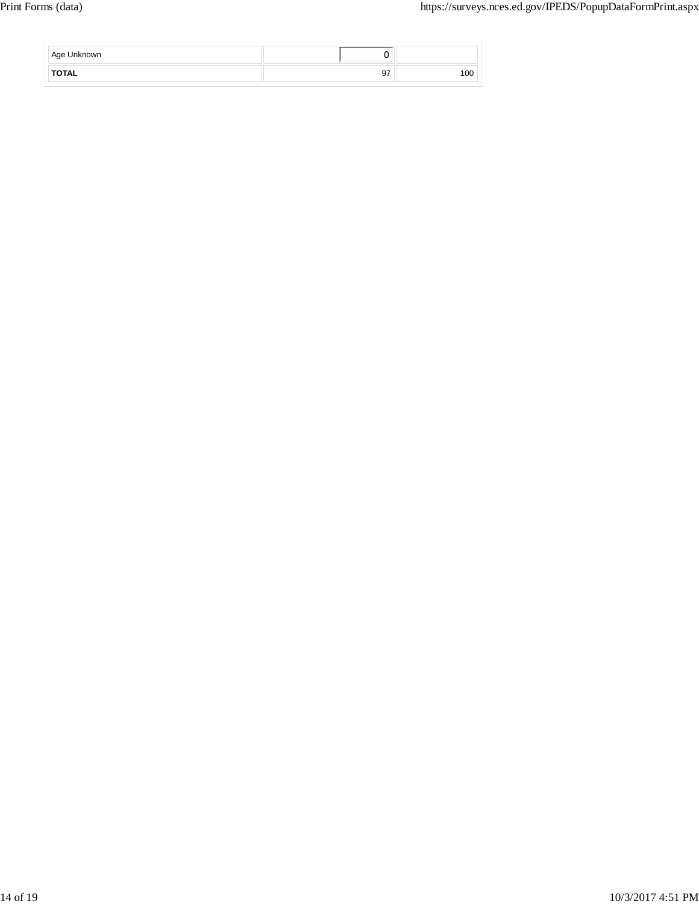| | | |
|---|---|---|
| Age Unknown | 0 | |
| **TOTAL** | 97 | 100 |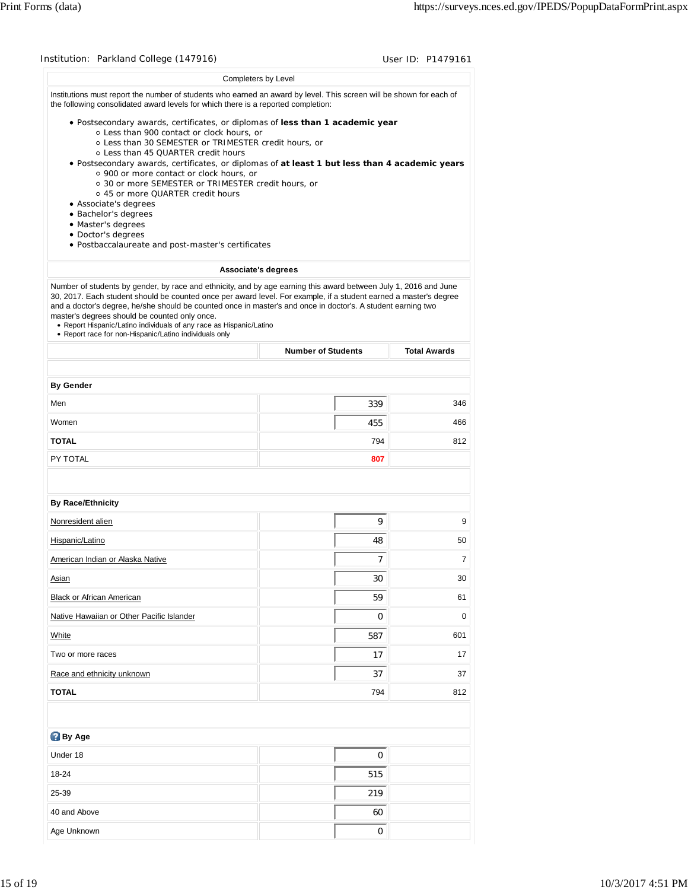Institution: Parkland College (147916) User ID: P1479161

## Completers by Level

Institutions must report the number of students who earned an award by level. This screen will be shown for each of the following consolidated award levels for which there is a reported completion:

- Postsecondary awards, certificates, or diplomas of **less than 1 academic year**
  - Less than 900 contact or clock hours, or
  - Less than 30 SEMESTER or TRIMESTER credit hours, or
  - Less than 45 QUARTER credit hours
- Postsecondary awards, certificates, or diplomas of **at least 1 but less than 4 academic years**
  - 900 or more contact or clock hours, or
  - 30 or more SEMESTER or TRIMESTER credit hours, or
  - 45 or more QUARTER credit hours
- Associate's degrees
- Bachelor's degrees
- Master's degrees
- Doctor's degrees
- Postbaccalaureate and post-master's certificates

### Associate's degrees

Number of students by gender, by race and ethnicity, and by age earning this award between July 1, 2016 and June 30, 2017. Each student should be counted once per award level. For example, if a student earned a master's degree and a doctor's degree, he/she should be counted once in master's and once in doctor's. A student earning two master's degrees should be counted only once.

- Report Hispanic/Latino individuals of any race as Hispanic/Latino
- Report race for non-Hispanic/Latino individuals only

| | Number of Students | Total Awards |
|---|---|---|
| **By Gender** | | |
| Men | 339 | 346 |
| Women | 455 | 466 |
| **TOTAL** | 794 | 812 |
| PY TOTAL | **807** | |
| **By Race/Ethnicity** | | |
| Nonresident alien | 9 | 9 |
| Hispanic/Latino | 48 | 50 |
| American Indian or Alaska Native | 7 | 7 |
| Asian | 30 | 30 |
| Black or African American | 59 | 61 |
| Native Hawaiian or Other Pacific Islander | 0 | 0 |
| White | 587 | 601 |
| Two or more races | 17 | 17 |
| Race and ethnicity unknown | 37 | 37 |
| **TOTAL** | 794 | 812 |
| **By Age** | | |
| Under 18 | 0 | |
| 18-24 | 515 | |
| 25-39 | 219 | |
| 40 and Above | 60 | |
| Age Unknown | 0 | |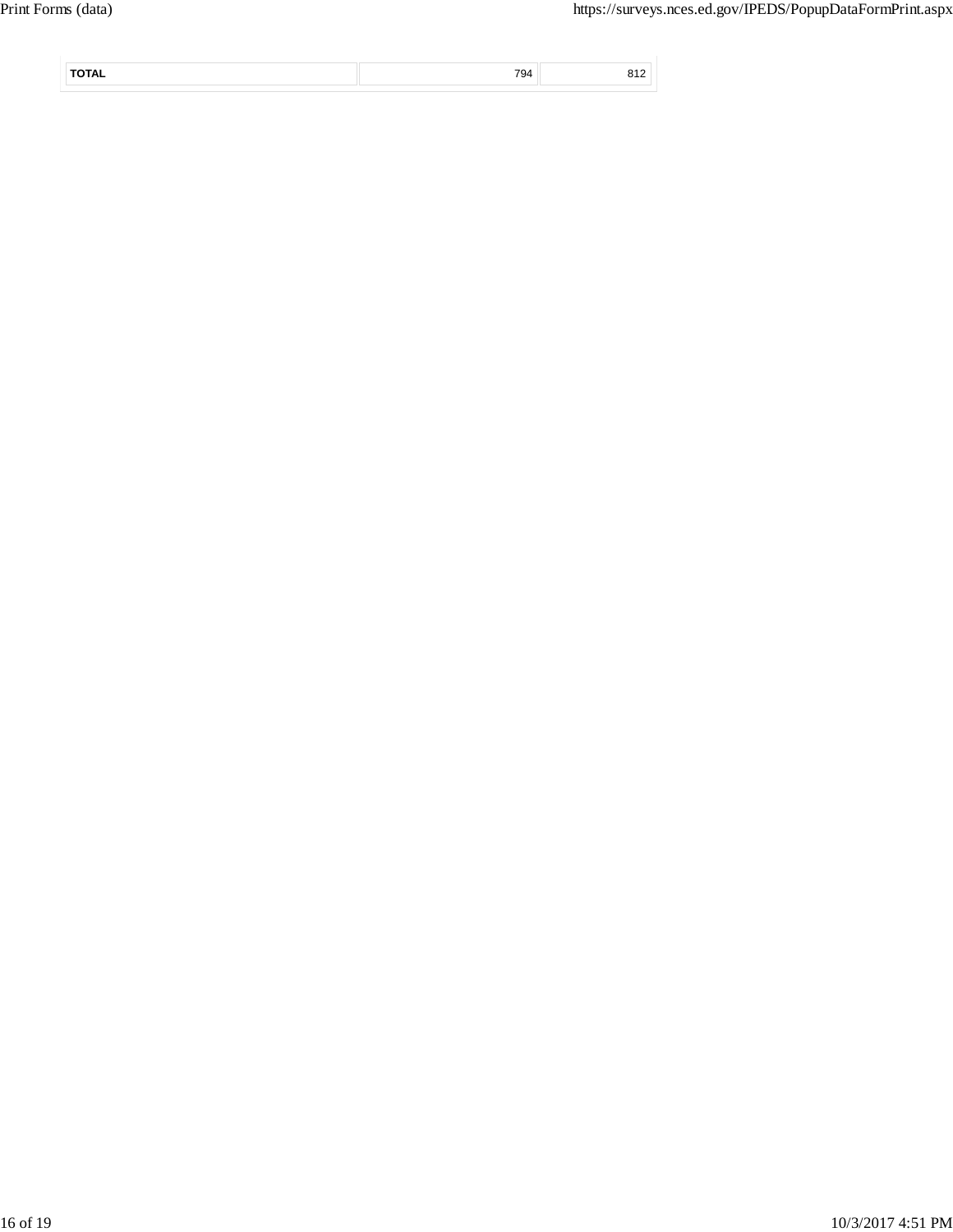| TOTAL | 794 | 812 |
|---|---|---|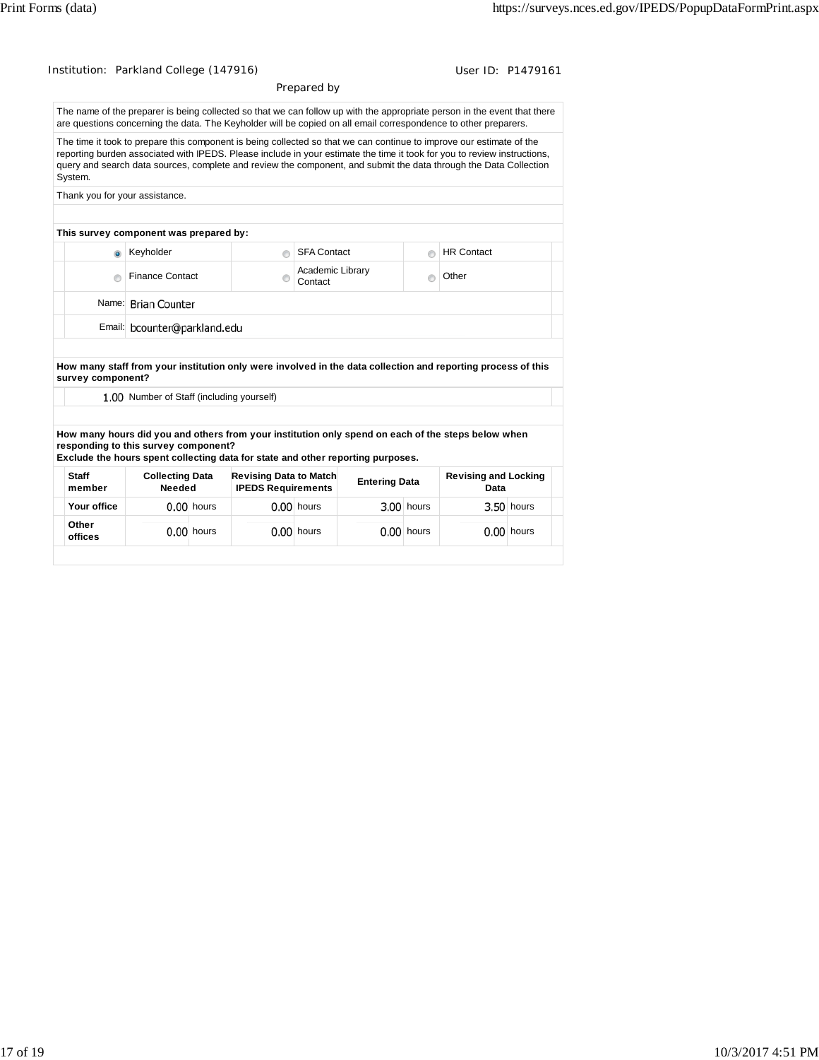Institution: Parkland College (147916) User ID: P1479161

## Prepared by

The name of the preparer is being collected so that we can follow up with the appropriate person in the event that there are questions concerning the data. The Keyholder will be copied on all email correspondence to other preparers.

The time it took to prepare this component is being collected so that we can continue to improve our estimate of the reporting burden associated with IPEDS. Please include in your estimate the time it took for you to review instructions, query and search data sources, complete and review the component, and submit the data through the Data Collection System.

Thank you for your assistance.

**This survey component was prepared by:**

| | | |
|---|---|---|
| (●) Keyholder | ( ) SFA Contact | ( ) HR Contact |
| ( ) Finance Contact | ( ) Academic Library Contact | ( ) Other |

Name: Brian Counter

Email: bcounter@parkland.edu

**How many staff from your institution only were involved in the data collection and reporting process of this survey component?**

1.00 Number of Staff (including yourself)

**How many hours did you and others from your institution only spend on each of the steps below when responding to this survey component?**
**Exclude the hours spent collecting data for state and other reporting purposes.**

| Staff member | Collecting Data Needed | Revising Data to Match IPEDS Requirements | Entering Data | Revising and Locking Data |
|---|---|---|---|---|
| Your office | 0.00 hours | 0.00 hours | 3.00 hours | 3.50 hours |
| Other offices | 0.00 hours | 0.00 hours | 0.00 hours | 0.00 hours |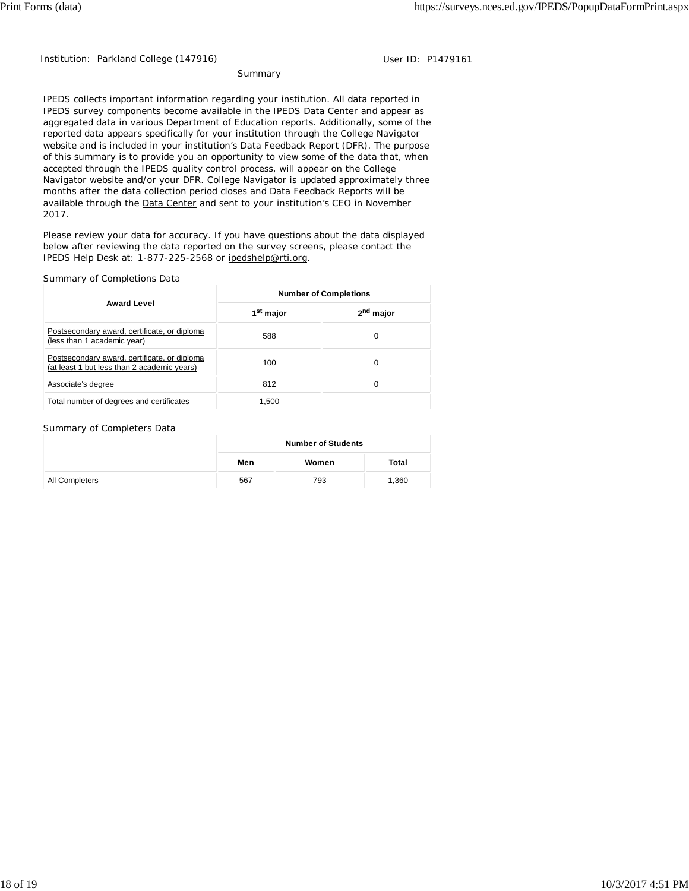Institution: Parkland College (147916) User ID: P1479161

## Summary

IPEDS collects important information regarding your institution. All data reported in IPEDS survey components become available in the IPEDS Data Center and appear as aggregated data in various Department of Education reports. Additionally, some of the reported data appears specifically for your institution through the College Navigator website and is included in your institution's Data Feedback Report (DFR). The purpose of this summary is to provide you an opportunity to view some of the data that, when accepted through the IPEDS quality control process, will appear on the College Navigator website and/or your DFR. College Navigator is updated approximately three months after the data collection period closes and Data Feedback Reports will be available through the Data Center and sent to your institution's CEO in November 2017.

Please review your data for accuracy. If you have questions about the data displayed below after reviewing the data reported on the survey screens, please contact the IPEDS Help Desk at: 1-877-225-2568 or ipedshelp@rti.org.

### Summary of Completions Data

| Award Level | Number of Completions | |
|---|---|---|
| | 1st major | 2nd major |
| Postsecondary award, certificate, or diploma (less than 1 academic year) | 588 | 0 |
| Postsecondary award, certificate, or diploma (at least 1 but less than 2 academic years) | 100 | 0 |
| Associate's degree | 812 | 0 |
| Total number of degrees and certificates | 1,500 | |

### Summary of Completers Data

| | Number of Students | | |
|---|---|---|---|
| | Men | Women | Total |
| All Completers | 567 | 793 | 1,360 |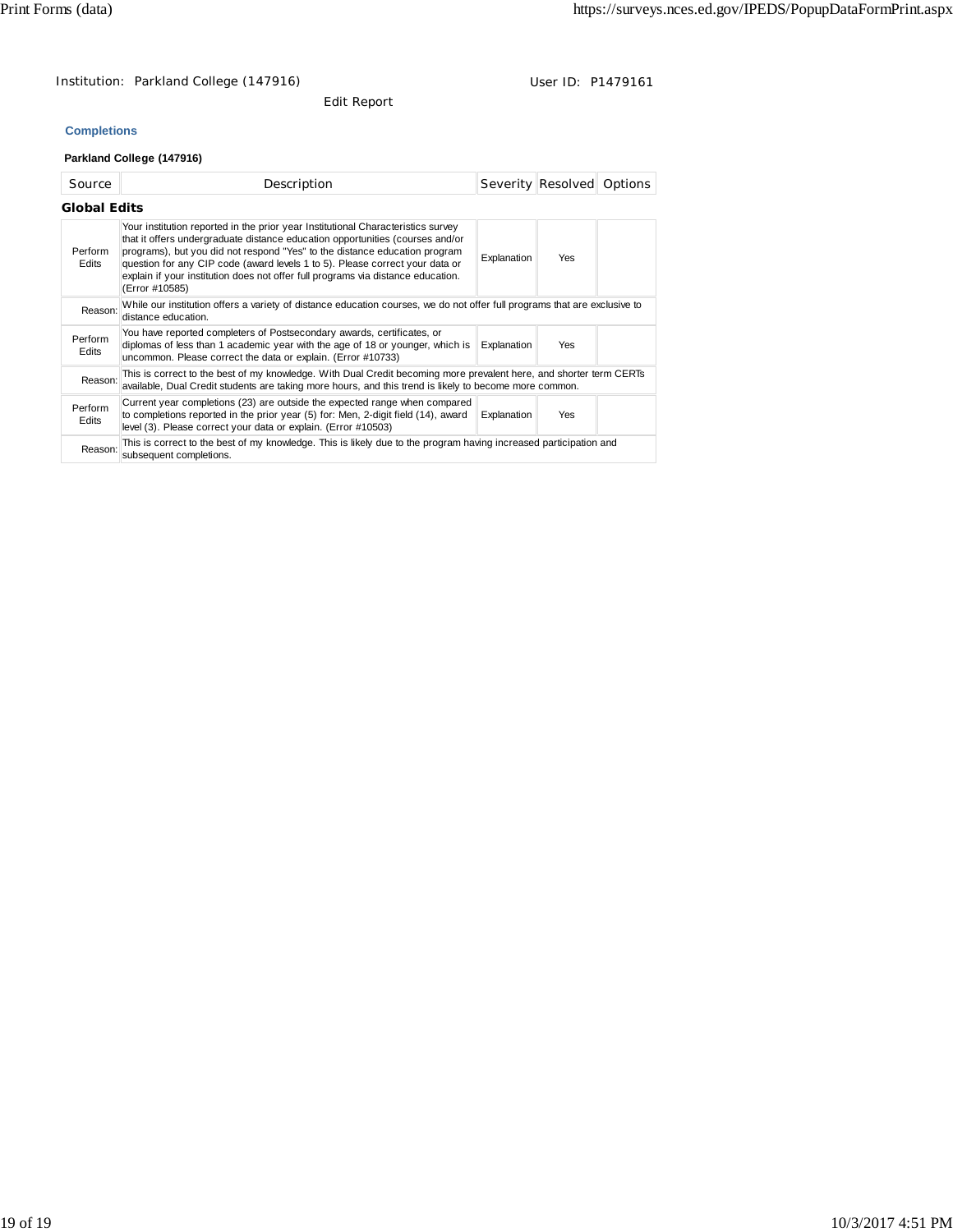Institution: Parkland College (147916) User ID: P1479161

Edit Report

### Completions

**Parkland College (147916)**

| Source | Description | Severity | Resolved | Options |
|---|---|---|---|---|
| **Global Edits** | | | | |
| Perform Edits | Your institution reported in the prior year Institutional Characteristics survey that it offers undergraduate distance education opportunities (courses and/or programs), but you did not respond "Yes" to the distance education program question for any CIP code (award levels 1 to 5). Please correct your data or explain if your institution does not offer full programs via distance education. (Error #10585) | Explanation | Yes | |
| Reason: | While our institution offers a variety of distance education courses, we do not offer full programs that are exclusive to distance education. | | | |
| Perform Edits | You have reported completers of Postsecondary awards, certificates, or diplomas of less than 1 academic year with the age of 18 or younger, which is uncommon. Please correct the data or explain. (Error #10733) | Explanation | Yes | |
| Reason: | This is correct to the best of my knowledge. With Dual Credit becoming more prevalent here, and shorter term CERTs available, Dual Credit students are taking more hours, and this trend is likely to become more common. | | | |
| Perform Edits | Current year completions (23) are outside the expected range when compared to completions reported in the prior year (5) for: Men, 2-digit field (14), award level (3). Please correct your data or explain. (Error #10503) | Explanation | Yes | |
| Reason: | This is correct to the best of my knowledge. This is likely due to the program having increased participation and subsequent completions. | | | |